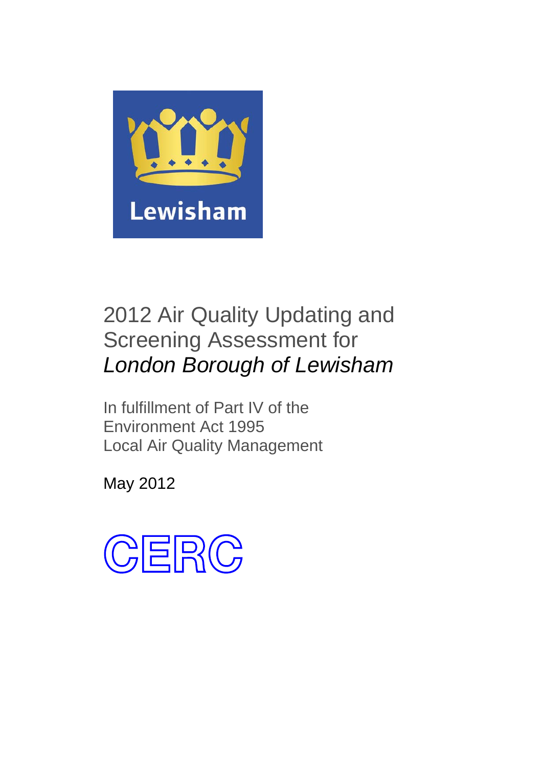Lewisham

# 2012 Air Quality Updating and Screening Assessment for *London Borough of Lewisham*

In fulfillment of Part IV of the Environment Act 1995
Local Air Quality Management

May 2012

CERC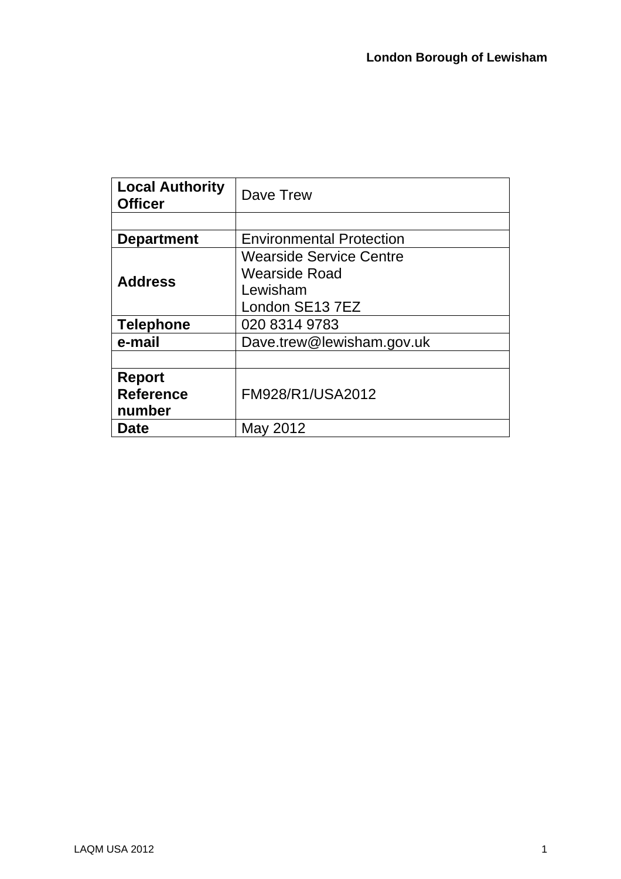| **Local Authority Officer** | Dave Trew |
| --- | --- |
| | |
| **Department** | Environmental Protection |
| **Address** | Wearside Service Centre<br>Wearside Road<br>Lewisham<br>London SE13 7EZ |
| **Telephone** | 020 8314 9783 |
| **e-mail** | Dave.trew@lewisham.gov.uk |
| | |
| **Report Reference number** | FM928/R1/USA2012 |
| **Date** | May 2012 |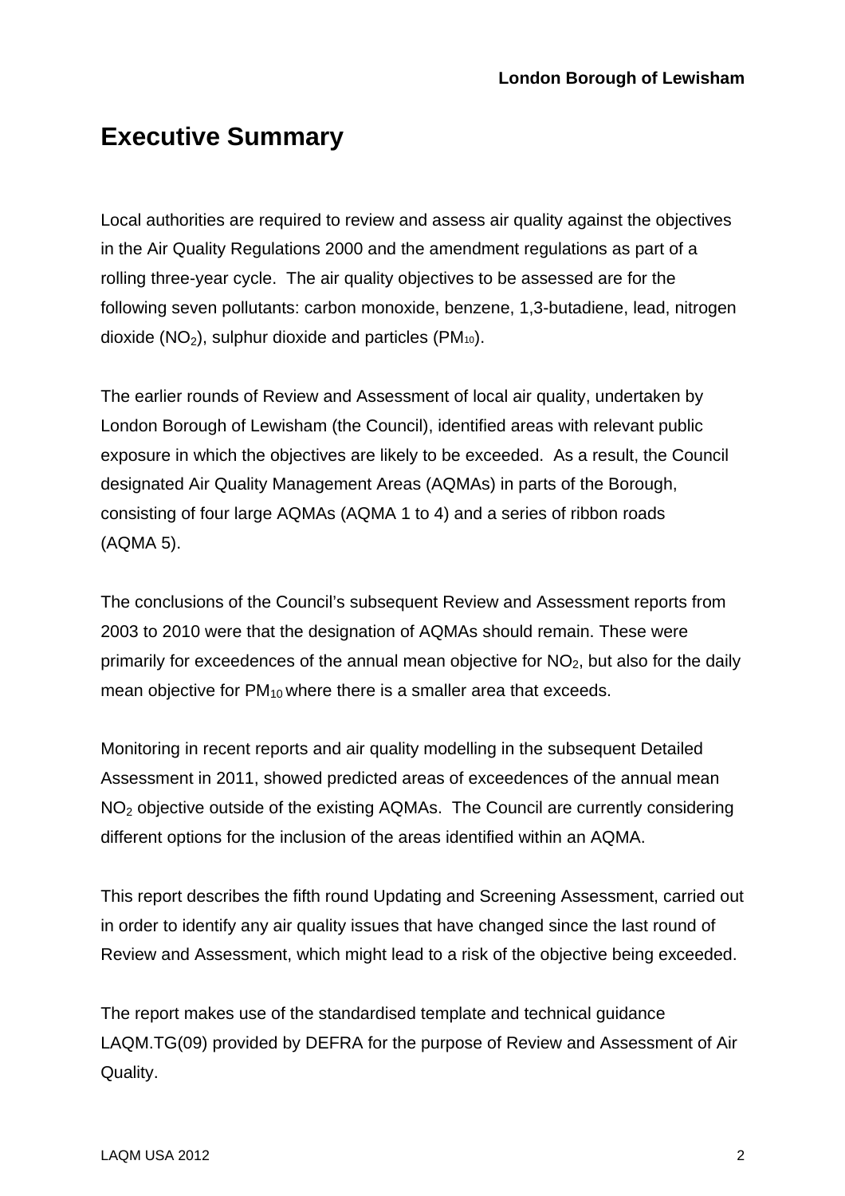# Executive Summary

Local authorities are required to review and assess air quality against the objectives in the Air Quality Regulations 2000 and the amendment regulations as part of a rolling three-year cycle. The air quality objectives to be assessed are for the following seven pollutants: carbon monoxide, benzene, 1,3-butadiene, lead, nitrogen dioxide ($NO_2$), sulphur dioxide and particles ($PM_{10}$).

The earlier rounds of Review and Assessment of local air quality, undertaken by London Borough of Lewisham (the Council), identified areas with relevant public exposure in which the objectives are likely to be exceeded. As a result, the Council designated Air Quality Management Areas (AQMAs) in parts of the Borough, consisting of four large AQMAs (AQMA 1 to 4) and a series of ribbon roads (AQMA 5).

The conclusions of the Council's subsequent Review and Assessment reports from 2003 to 2010 were that the designation of AQMAs should remain. These were primarily for exceedences of the annual mean objective for $NO_2$, but also for the daily mean objective for $PM_{10}$ where there is a smaller area that exceeds.

Monitoring in recent reports and air quality modelling in the subsequent Detailed Assessment in 2011, showed predicted areas of exceedences of the annual mean $NO_2$ objective outside of the existing AQMAs. The Council are currently considering different options for the inclusion of the areas identified within an AQMA.

This report describes the fifth round Updating and Screening Assessment, carried out in order to identify any air quality issues that have changed since the last round of Review and Assessment, which might lead to a risk of the objective being exceeded.

The report makes use of the standardised template and technical guidance LAQM.TG(09) provided by DEFRA for the purpose of Review and Assessment of Air Quality.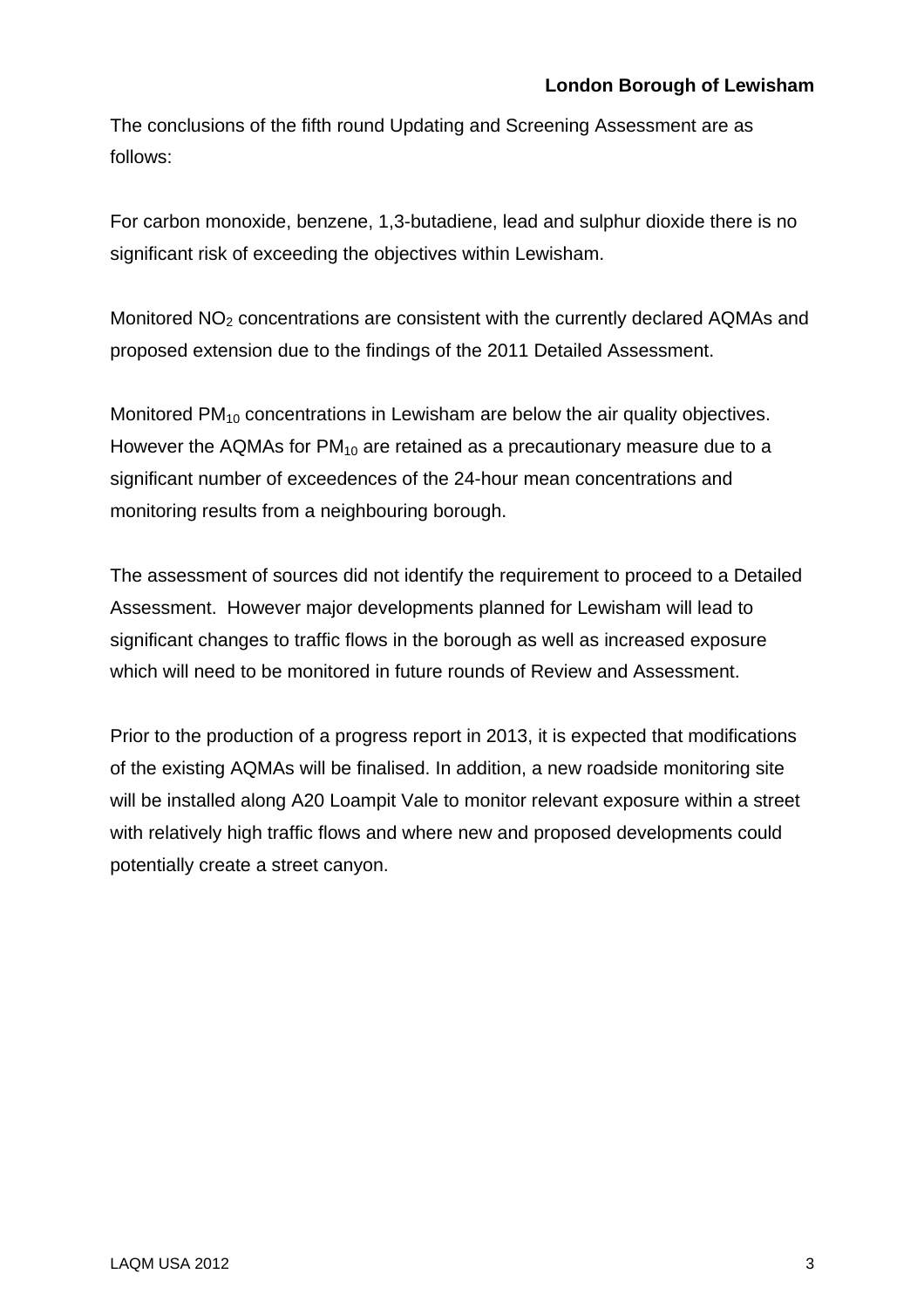The conclusions of the fifth round Updating and Screening Assessment are as follows:

For carbon monoxide, benzene, 1,3-butadiene, lead and sulphur dioxide there is no significant risk of exceeding the objectives within Lewisham.

Monitored $NO_2$ concentrations are consistent with the currently declared AQMAs and proposed extension due to the findings of the 2011 Detailed Assessment.

Monitored $PM_{10}$ concentrations in Lewisham are below the air quality objectives. However the AQMAs for $PM_{10}$ are retained as a precautionary measure due to a significant number of exceedences of the 24-hour mean concentrations and monitoring results from a neighbouring borough.

The assessment of sources did not identify the requirement to proceed to a Detailed Assessment. However major developments planned for Lewisham will lead to significant changes to traffic flows in the borough as well as increased exposure which will need to be monitored in future rounds of Review and Assessment.

Prior to the production of a progress report in 2013, it is expected that modifications of the existing AQMAs will be finalised. In addition, a new roadside monitoring site will be installed along A20 Loampit Vale to monitor relevant exposure within a street with relatively high traffic flows and where new and proposed developments could potentially create a street canyon.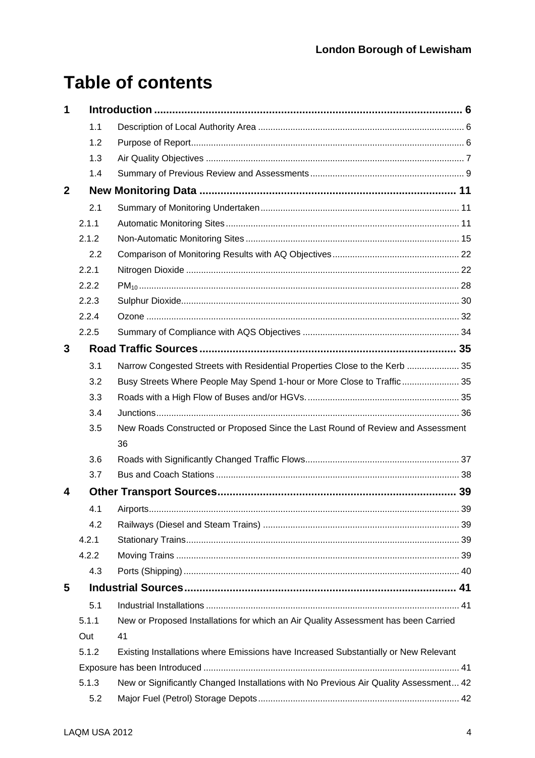# Table of contents

| | | |
|---|---|---|
| **1** | **Introduction** | **6** |
| 1.1 | Description of Local Authority Area | 6 |
| 1.2 | Purpose of Report | 6 |
| 1.3 | Air Quality Objectives | 7 |
| 1.4 | Summary of Previous Review and Assessments | 9 |
| **2** | **New Monitoring Data** | **11** |
| 2.1 | Summary of Monitoring Undertaken | 11 |
| 2.1.1 | Automatic Monitoring Sites | 11 |
| 2.1.2 | Non-Automatic Monitoring Sites | 15 |
| 2.2 | Comparison of Monitoring Results with AQ Objectives | 22 |
| 2.2.1 | Nitrogen Dioxide | 22 |
| 2.2.2 | $PM_{10}$ | 28 |
| 2.2.3 | Sulphur Dioxide | 30 |
| 2.2.4 | Ozone | 32 |
| 2.2.5 | Summary of Compliance with AQS Objectives | 34 |
| **3** | **Road Traffic Sources** | **35** |
| 3.1 | Narrow Congested Streets with Residential Properties Close to the Kerb | 35 |
| 3.2 | Busy Streets Where People May Spend 1-hour or More Close to Traffic | 35 |
| 3.3 | Roads with a High Flow of Buses and/or HGVs. | 35 |
| 3.4 | Junctions | 36 |
| 3.5 | New Roads Constructed or Proposed Since the Last Round of Review and Assessment | 36 |
| 3.6 | Roads with Significantly Changed Traffic Flows | 37 |
| 3.7 | Bus and Coach Stations | 38 |
| **4** | **Other Transport Sources** | **39** |
| 4.1 | Airports | 39 |
| 4.2 | Railways (Diesel and Steam Trains) | 39 |
| 4.2.1 | Stationary Trains | 39 |
| 4.2.2 | Moving Trains | 39 |
| 4.3 | Ports (Shipping) | 40 |
| **5** | **Industrial Sources** | **41** |
| 5.1 | Industrial Installations | 41 |
| 5.1.1 | New or Proposed Installations for which an Air Quality Assessment has been Carried Out | 41 |
| 5.1.2 | Existing Installations where Emissions have Increased Substantially or New Relevant Exposure has been Introduced | 41 |
| 5.1.3 | New or Significantly Changed Installations with No Previous Air Quality Assessment | 42 |
| 5.2 | Major Fuel (Petrol) Storage Depots | 42 |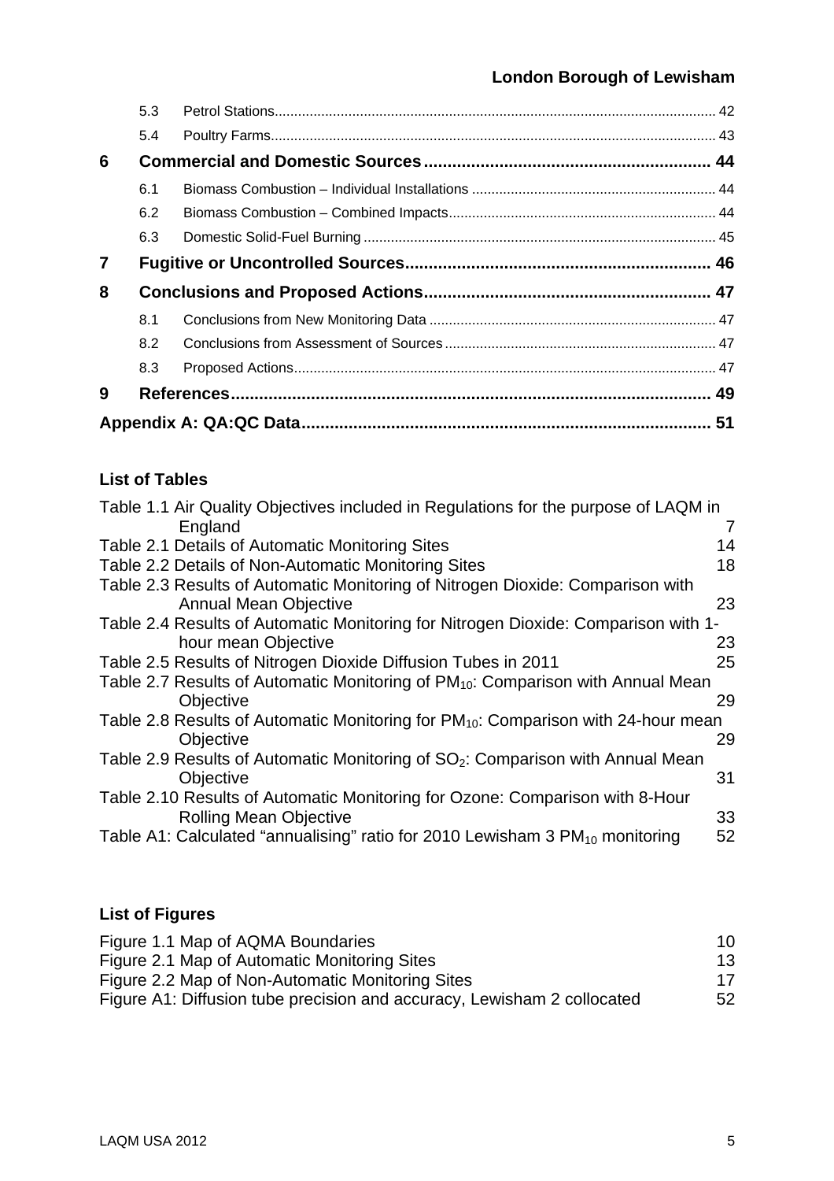| | | | |
|---|---|---|---|
| | 5.3 | Petrol Stations | 42 |
| | 5.4 | Poultry Farms | 43 |
| **6** | | **Commercial and Domestic Sources** | **44** |
| | 6.1 | Biomass Combustion – Individual Installations | 44 |
| | 6.2 | Biomass Combustion – Combined Impacts | 44 |
| | 6.3 | Domestic Solid-Fuel Burning | 45 |
| **7** | | **Fugitive or Uncontrolled Sources** | **46** |
| **8** | | **Conclusions and Proposed Actions** | **47** |
| | 8.1 | Conclusions from New Monitoring Data | 47 |
| | 8.2 | Conclusions from Assessment of Sources | 47 |
| | 8.3 | Proposed Actions | 47 |
| **9** | | **References** | **49** |
| | | **Appendix A: QA:QC Data** | **51** |

**List of Tables**

| | |
|---|---|
| Table 1.1 Air Quality Objectives included in Regulations for the purpose of LAQM in England | 7 |
| Table 2.1 Details of Automatic Monitoring Sites | 14 |
| Table 2.2 Details of Non-Automatic Monitoring Sites | 18 |
| Table 2.3 Results of Automatic Monitoring of Nitrogen Dioxide: Comparison with Annual Mean Objective | 23 |
| Table 2.4 Results of Automatic Monitoring for Nitrogen Dioxide: Comparison with 1-hour mean Objective | 23 |
| Table 2.5 Results of Nitrogen Dioxide Diffusion Tubes in 2011 | 25 |
| Table 2.7 Results of Automatic Monitoring of $PM_{10}$: Comparison with Annual Mean Objective | 29 |
| Table 2.8 Results of Automatic Monitoring for $PM_{10}$: Comparison with 24-hour mean Objective | 29 |
| Table 2.9 Results of Automatic Monitoring of $SO_2$: Comparison with Annual Mean Objective | 31 |
| Table 2.10 Results of Automatic Monitoring for Ozone: Comparison with 8-Hour Rolling Mean Objective | 33 |
| Table A1: Calculated "annualising" ratio for 2010 Lewisham 3 $PM_{10}$ monitoring | 52 |

**List of Figures**

| | |
|---|---|
| Figure 1.1 Map of AQMA Boundaries | 10 |
| Figure 2.1 Map of Automatic Monitoring Sites | 13 |
| Figure 2.2 Map of Non-Automatic Monitoring Sites | 17 |
| Figure A1: Diffusion tube precision and accuracy, Lewisham 2 collocated | 52 |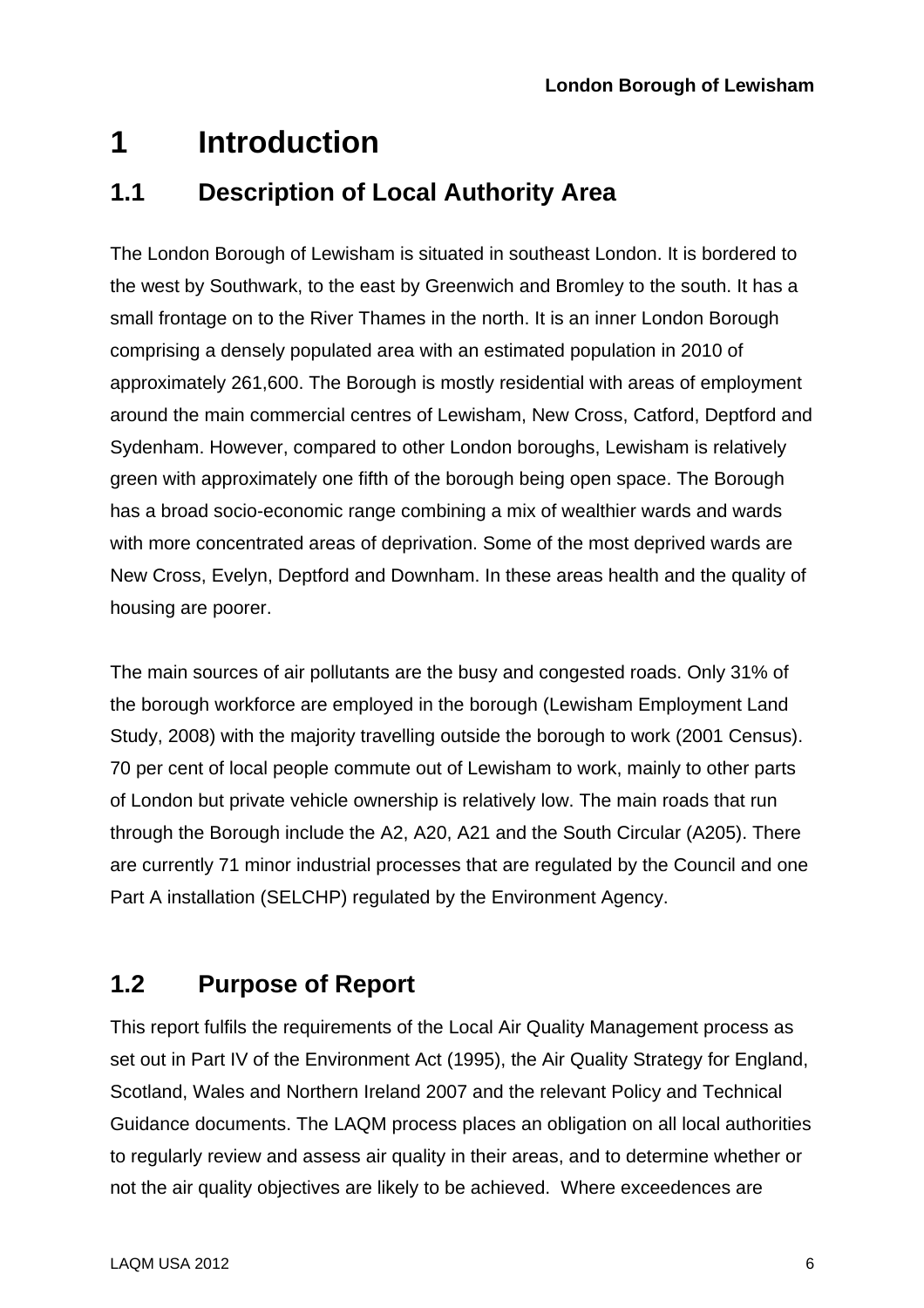# 1 Introduction

## 1.1 Description of Local Authority Area

The London Borough of Lewisham is situated in southeast London. It is bordered to the west by Southwark, to the east by Greenwich and Bromley to the south. It has a small frontage on to the River Thames in the north. It is an inner London Borough comprising a densely populated area with an estimated population in 2010 of approximately 261,600. The Borough is mostly residential with areas of employment around the main commercial centres of Lewisham, New Cross, Catford, Deptford and Sydenham. However, compared to other London boroughs, Lewisham is relatively green with approximately one fifth of the borough being open space. The Borough has a broad socio-economic range combining a mix of wealthier wards and wards with more concentrated areas of deprivation. Some of the most deprived wards are New Cross, Evelyn, Deptford and Downham. In these areas health and the quality of housing are poorer.

The main sources of air pollutants are the busy and congested roads. Only 31% of the borough workforce are employed in the borough (Lewisham Employment Land Study, 2008) with the majority travelling outside the borough to work (2001 Census). 70 per cent of local people commute out of Lewisham to work, mainly to other parts of London but private vehicle ownership is relatively low. The main roads that run through the Borough include the A2, A20, A21 and the South Circular (A205). There are currently 71 minor industrial processes that are regulated by the Council and one Part A installation (SELCHP) regulated by the Environment Agency.

## 1.2 Purpose of Report

This report fulfils the requirements of the Local Air Quality Management process as set out in Part IV of the Environment Act (1995), the Air Quality Strategy for England, Scotland, Wales and Northern Ireland 2007 and the relevant Policy and Technical Guidance documents. The LAQM process places an obligation on all local authorities to regularly review and assess air quality in their areas, and to determine whether or not the air quality objectives are likely to be achieved. Where exceedences are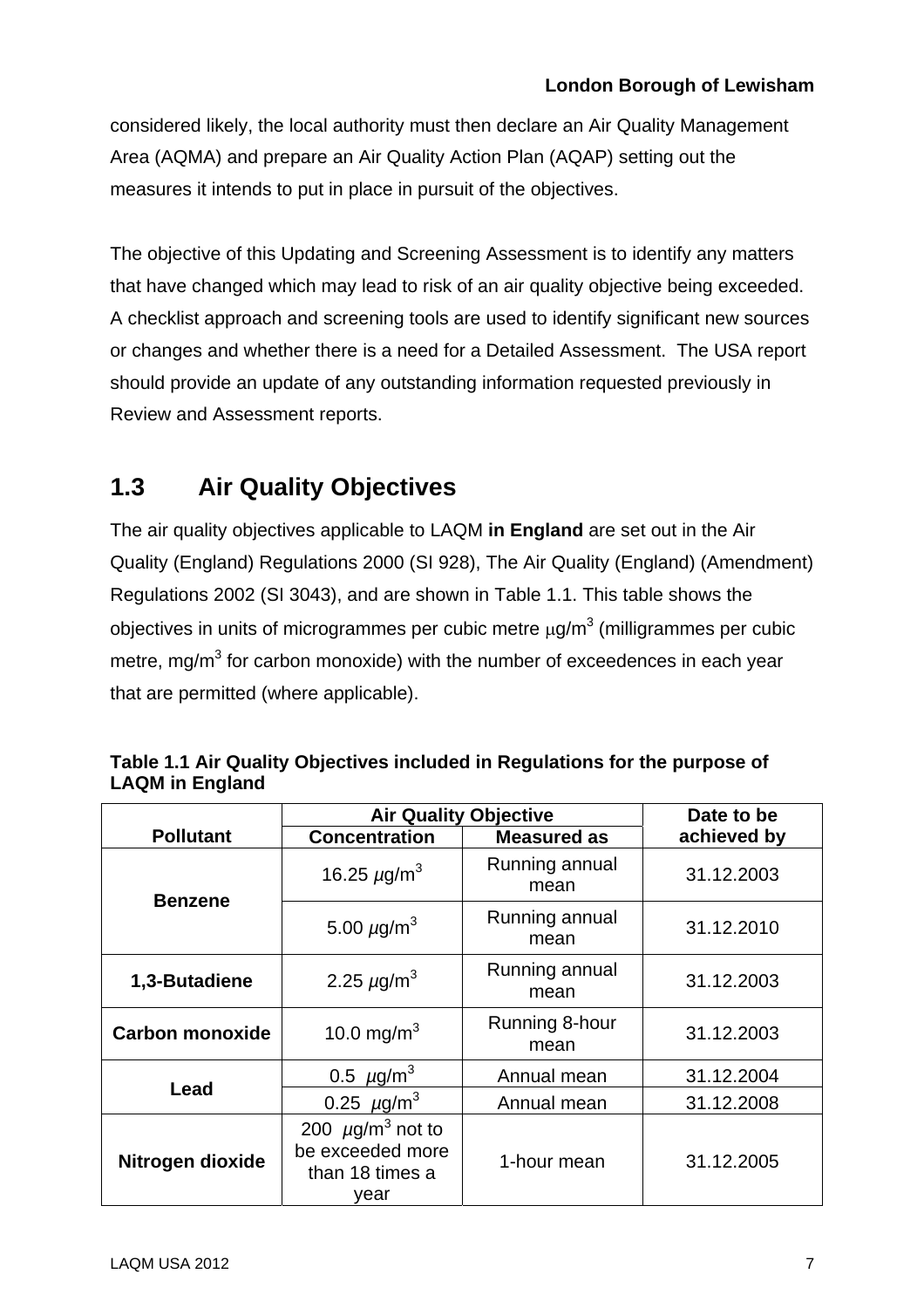considered likely, the local authority must then declare an Air Quality Management Area (AQMA) and prepare an Air Quality Action Plan (AQAP) setting out the measures it intends to put in place in pursuit of the objectives.

The objective of this Updating and Screening Assessment is to identify any matters that have changed which may lead to risk of an air quality objective being exceeded. A checklist approach and screening tools are used to identify significant new sources or changes and whether there is a need for a Detailed Assessment. The USA report should provide an update of any outstanding information requested previously in Review and Assessment reports.

## 1.3 Air Quality Objectives

The air quality objectives applicable to LAQM **in England** are set out in the Air Quality (England) Regulations 2000 (SI 928), The Air Quality (England) (Amendment) Regulations 2002 (SI 3043), and are shown in Table 1.1. This table shows the objectives in units of microgrammes per cubic metre $\mu g/m^3$ (milligrammes per cubic metre, $mg/m^3$ for carbon monoxide) with the number of exceedences in each year that are permitted (where applicable).

**Table 1.1 Air Quality Objectives included in Regulations for the purpose of LAQM in England**

| Pollutant | Air Quality Objective | | Date to be achieved by |
|---|---|---|---|
| | Concentration | Measured as | |
| **Benzene** | 16.25 $\mu g/m^3$ | Running annual mean | 31.12.2003 |
| | 5.00 $\mu g/m^3$ | Running annual mean | 31.12.2010 |
| **1,3-Butadiene** | 2.25 $\mu g/m^3$ | Running annual mean | 31.12.2003 |
| **Carbon monoxide** | 10.0 $mg/m^3$ | Running 8-hour mean | 31.12.2003 |
| **Lead** | 0.5 $\mu g/m^3$ | Annual mean | 31.12.2004 |
| | 0.25 $\mu g/m^3$ | Annual mean | 31.12.2008 |
| **Nitrogen dioxide** | 200 $\mu g/m^3$ not to be exceeded more than 18 times a year | 1-hour mean | 31.12.2005 |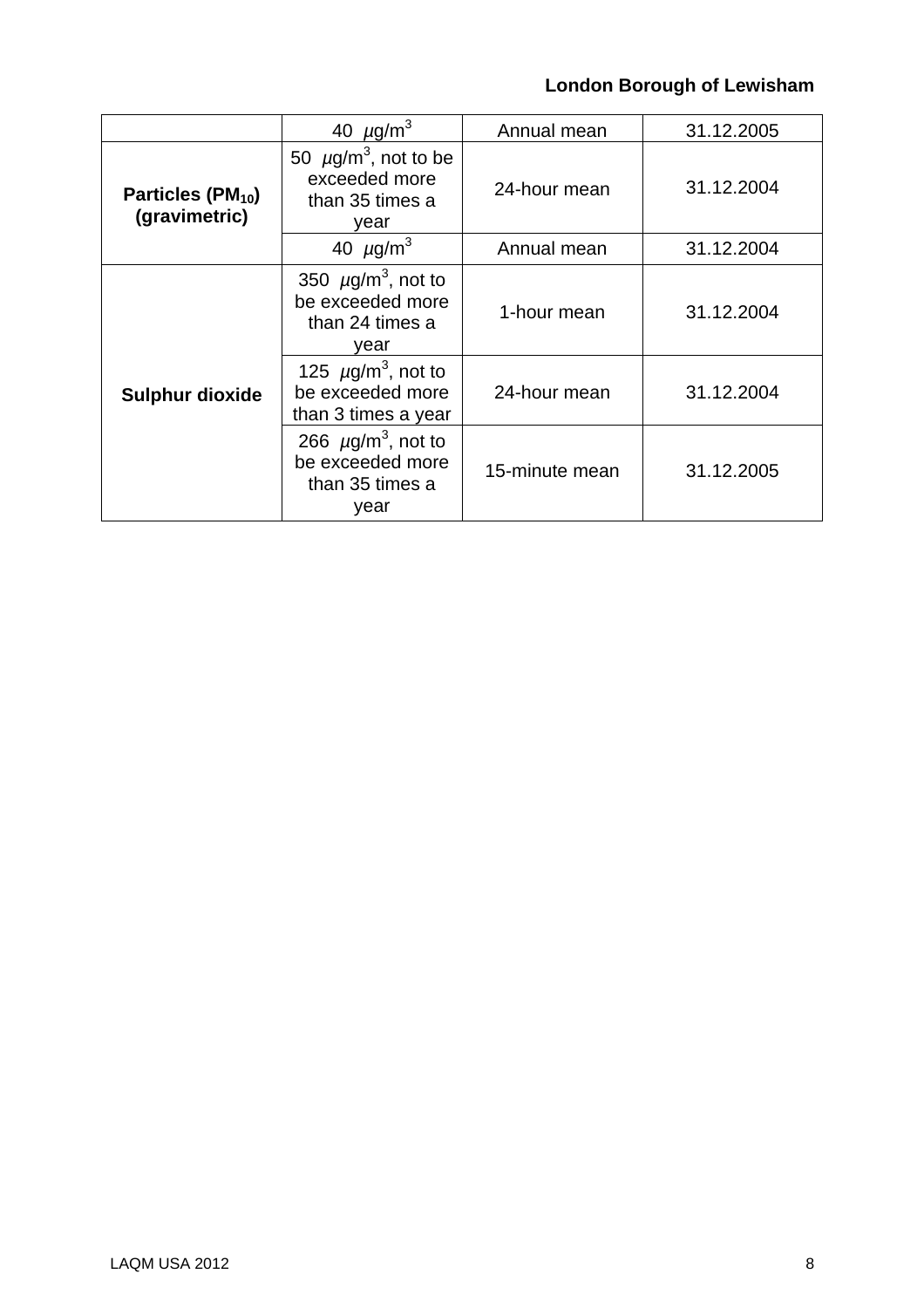| | | | |
|---|---|---|---|
| | 40 $\mu g/m^3$ | Annual mean | 31.12.2005 |
| **Particles ($PM_{10}$) (gravimetric)** | 50 $\mu g/m^3$, not to be exceeded more than 35 times a year | 24-hour mean | 31.12.2004 |
| | 40 $\mu g/m^3$ | Annual mean | 31.12.2004 |
| **Sulphur dioxide** | 350 $\mu g/m^3$, not to be exceeded more than 24 times a year | 1-hour mean | 31.12.2004 |
| | 125 $\mu g/m^3$, not to be exceeded more than 3 times a year | 24-hour mean | 31.12.2004 |
| | 266 $\mu g/m^3$, not to be exceeded more than 35 times a year | 15-minute mean | 31.12.2005 |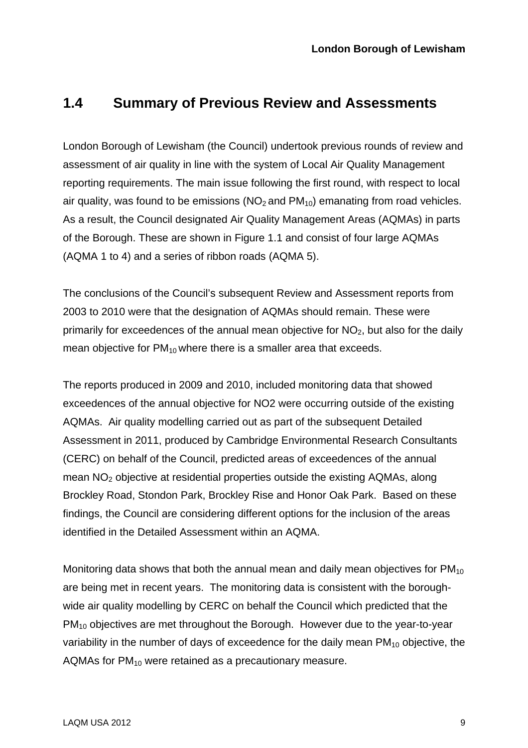## 1.4 Summary of Previous Review and Assessments

London Borough of Lewisham (the Council) undertook previous rounds of review and assessment of air quality in line with the system of Local Air Quality Management reporting requirements. The main issue following the first round, with respect to local air quality, was found to be emissions ($NO_2$ and $PM_{10}$) emanating from road vehicles. As a result, the Council designated Air Quality Management Areas (AQMAs) in parts of the Borough. These are shown in Figure 1.1 and consist of four large AQMAs (AQMA 1 to 4) and a series of ribbon roads (AQMA 5).

The conclusions of the Council's subsequent Review and Assessment reports from 2003 to 2010 were that the designation of AQMAs should remain. These were primarily for exceedences of the annual mean objective for $NO_2$, but also for the daily mean objective for $PM_{10}$ where there is a smaller area that exceeds.

The reports produced in 2009 and 2010, included monitoring data that showed exceedences of the annual objective for NO2 were occurring outside of the existing AQMAs. Air quality modelling carried out as part of the subsequent Detailed Assessment in 2011, produced by Cambridge Environmental Research Consultants (CERC) on behalf of the Council, predicted areas of exceedences of the annual mean $NO_2$ objective at residential properties outside the existing AQMAs, along Brockley Road, Stondon Park, Brockley Rise and Honor Oak Park. Based on these findings, the Council are considering different options for the inclusion of the areas identified in the Detailed Assessment within an AQMA.

Monitoring data shows that both the annual mean and daily mean objectives for $PM_{10}$ are being met in recent years. The monitoring data is consistent with the borough-wide air quality modelling by CERC on behalf the Council which predicted that the $PM_{10}$ objectives are met throughout the Borough. However due to the year-to-year variability in the number of days of exceedence for the daily mean $PM_{10}$ objective, the AQMAs for $PM_{10}$ were retained as a precautionary measure.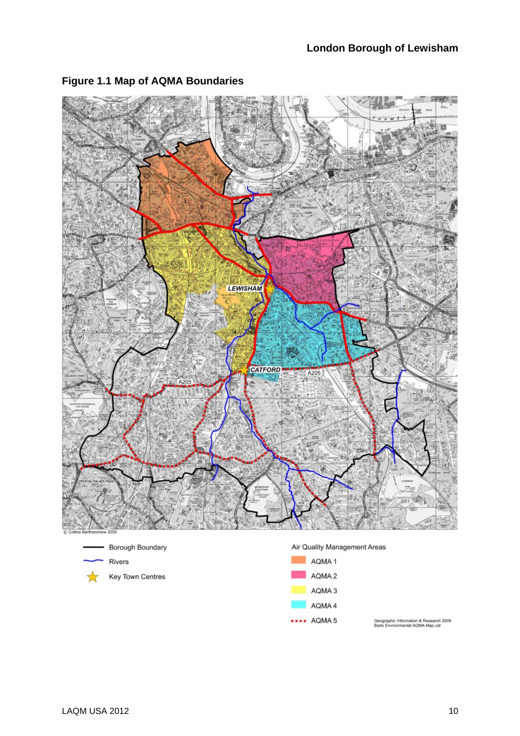## Figure 1.1 Map of AQMA Boundaries

© Collins Bartholomew 2005

- Borough Boundary
- Rivers
- Key Town Centres

Air Quality Management Areas

- AQMA 1
- AQMA 2
- AQMA 3
- AQMA 4
- AQMA 5

Geographic Information & Research 2009
Barts Environmental AQMA Map.cdr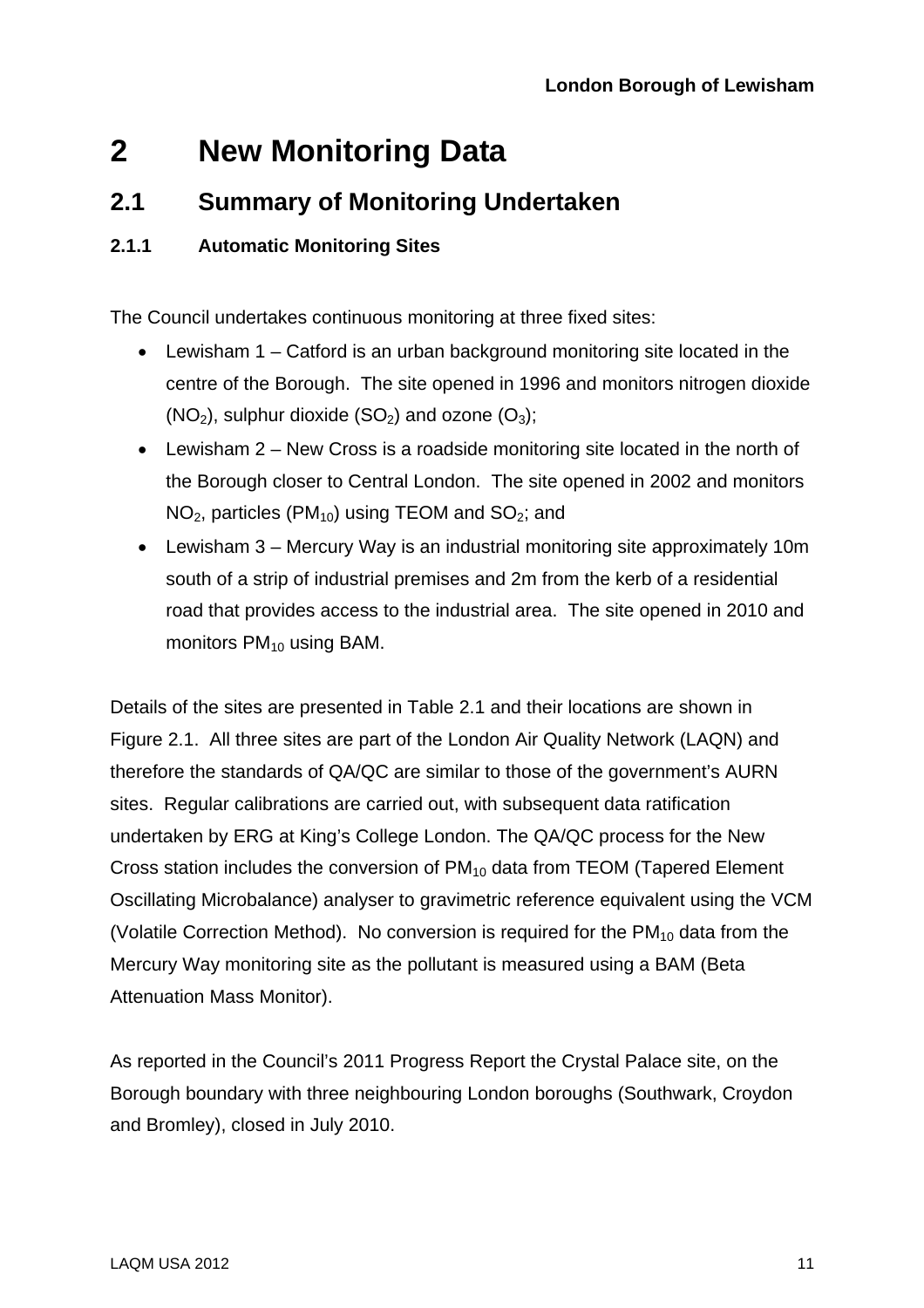# 2 New Monitoring Data

## 2.1 Summary of Monitoring Undertaken

### 2.1.1 Automatic Monitoring Sites

The Council undertakes continuous monitoring at three fixed sites:

- Lewisham 1 – Catford is an urban background monitoring site located in the centre of the Borough. The site opened in 1996 and monitors nitrogen dioxide ($NO_2$), sulphur dioxide ($SO_2$) and ozone ($O_3$);
- Lewisham 2 – New Cross is a roadside monitoring site located in the north of the Borough closer to Central London. The site opened in 2002 and monitors $NO_2$, particles ($PM_{10}$) using TEOM and $SO_2$; and
- Lewisham 3 – Mercury Way is an industrial monitoring site approximately 10m south of a strip of industrial premises and 2m from the kerb of a residential road that provides access to the industrial area. The site opened in 2010 and monitors $PM_{10}$ using BAM.

Details of the sites are presented in Table 2.1 and their locations are shown in Figure 2.1. All three sites are part of the London Air Quality Network (LAQN) and therefore the standards of QA/QC are similar to those of the government's AURN sites. Regular calibrations are carried out, with subsequent data ratification undertaken by ERG at King's College London. The QA/QC process for the New Cross station includes the conversion of $PM_{10}$ data from TEOM (Tapered Element Oscillating Microbalance) analyser to gravimetric reference equivalent using the VCM (Volatile Correction Method). No conversion is required for the $PM_{10}$ data from the Mercury Way monitoring site as the pollutant is measured using a BAM (Beta Attenuation Mass Monitor).

As reported in the Council's 2011 Progress Report the Crystal Palace site, on the Borough boundary with three neighbouring London boroughs (Southwark, Croydon and Bromley), closed in July 2010.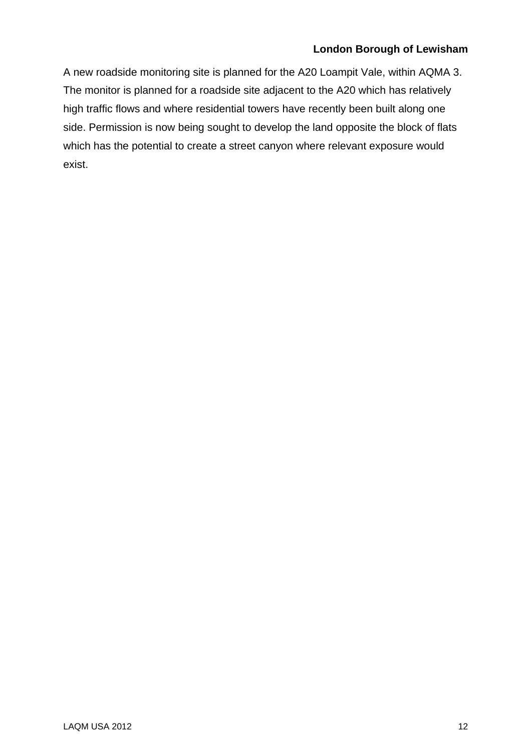A new roadside monitoring site is planned for the A20 Loampit Vale, within AQMA 3. The monitor is planned for a roadside site adjacent to the A20 which has relatively high traffic flows and where residential towers have recently been built along one side. Permission is now being sought to develop the land opposite the block of flats which has the potential to create a street canyon where relevant exposure would exist.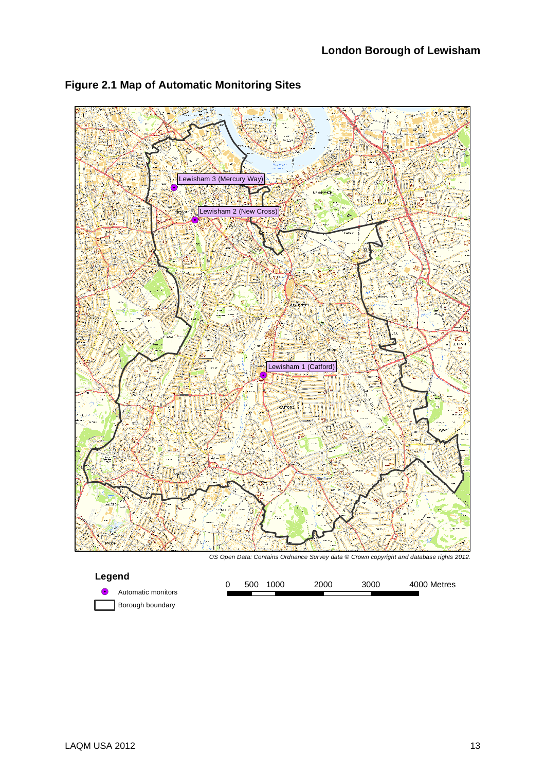## Figure 2.1 Map of Automatic Monitoring Sites

Lewisham 3 (Mercury Way)

Lewisham 2 (New Cross)

Lewisham 1 (Catford)

*OS Open Data: Contains Ordnance Survey data © Crown copyright and database rights 2012.*

**Legend**

- Automatic monitors
- Borough boundary

0 500 1000 2000 3000 4000 Metres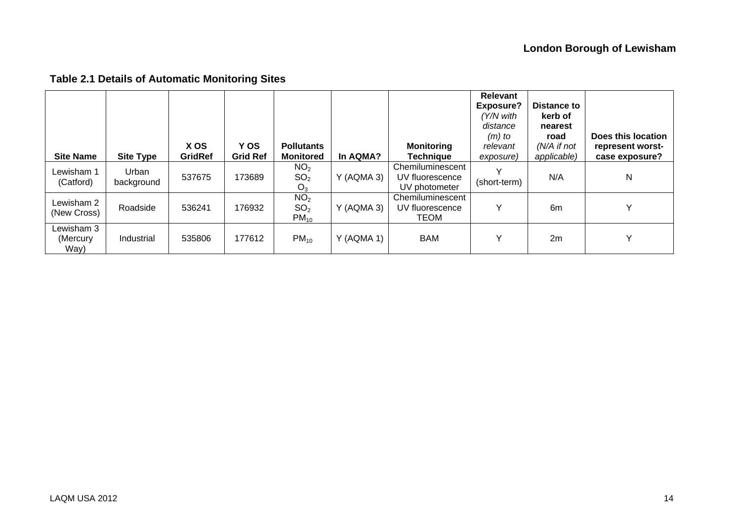**Table 2.1 Details of Automatic Monitoring Sites**

| Site Name | Site Type | X OS GridRef | Y OS Grid Ref | Pollutants Monitored | In AQMA? | Monitoring Technique | Relevant Exposure? *(Y/N with distance (m) to relevant exposure)* | Distance to kerb of nearest road *(N/A if not applicable)* | Does this location represent worst-case exposure? |
|---|---|---|---|---|---|---|---|---|---|
| Lewisham 1 (Catford) | Urban background | 537675 | 173689 | $NO_2$ $SO_2$ $O_3$ | Y (AQMA 3) | Chemiluminescent UV fluorescence UV photometer | Y (short-term) | N/A | N |
| Lewisham 2 (New Cross) | Roadside | 536241 | 176932 | $NO_2$ $SO_2$ $PM_{10}$ | Y (AQMA 3) | Chemiluminescent UV fluorescence TEOM | Y | 6m | Y |
| Lewisham 3 (Mercury Way) | Industrial | 535806 | 177612 | $PM_{10}$ | Y (AQMA 1) | BAM | Y | 2m | Y |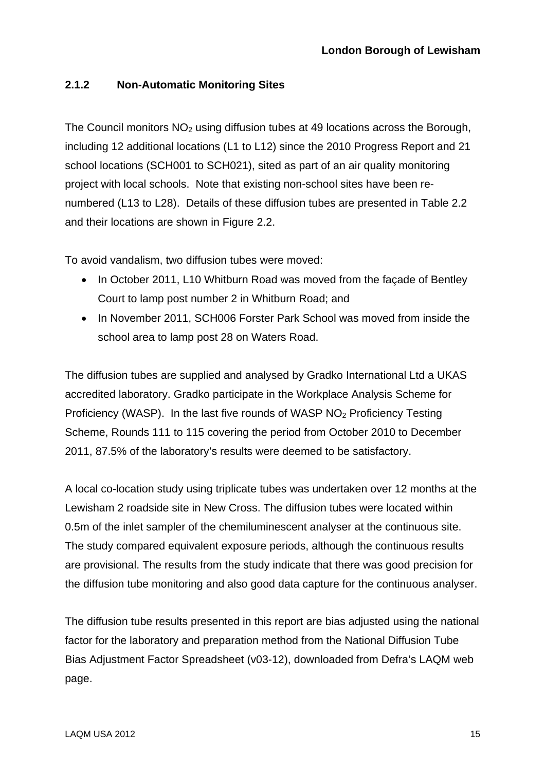### 2.1.2 Non-Automatic Monitoring Sites

The Council monitors $NO_2$ using diffusion tubes at 49 locations across the Borough, including 12 additional locations (L1 to L12) since the 2010 Progress Report and 21 school locations (SCH001 to SCH021), sited as part of an air quality monitoring project with local schools. Note that existing non-school sites have been re-numbered (L13 to L28). Details of these diffusion tubes are presented in Table 2.2 and their locations are shown in Figure 2.2.

To avoid vandalism, two diffusion tubes were moved:

- In October 2011, L10 Whitburn Road was moved from the façade of Bentley Court to lamp post number 2 in Whitburn Road; and
- In November 2011, SCH006 Forster Park School was moved from inside the school area to lamp post 28 on Waters Road.

The diffusion tubes are supplied and analysed by Gradko International Ltd a UKAS accredited laboratory. Gradko participate in the Workplace Analysis Scheme for Proficiency (WASP). In the last five rounds of WASP $NO_2$ Proficiency Testing Scheme, Rounds 111 to 115 covering the period from October 2010 to December 2011, 87.5% of the laboratory's results were deemed to be satisfactory.

A local co-location study using triplicate tubes was undertaken over 12 months at the Lewisham 2 roadside site in New Cross. The diffusion tubes were located within 0.5m of the inlet sampler of the chemiluminescent analyser at the continuous site. The study compared equivalent exposure periods, although the continuous results are provisional. The results from the study indicate that there was good precision for the diffusion tube monitoring and also good data capture for the continuous analyser.

The diffusion tube results presented in this report are bias adjusted using the national factor for the laboratory and preparation method from the National Diffusion Tube Bias Adjustment Factor Spreadsheet (v03-12), downloaded from Defra's LAQM web page.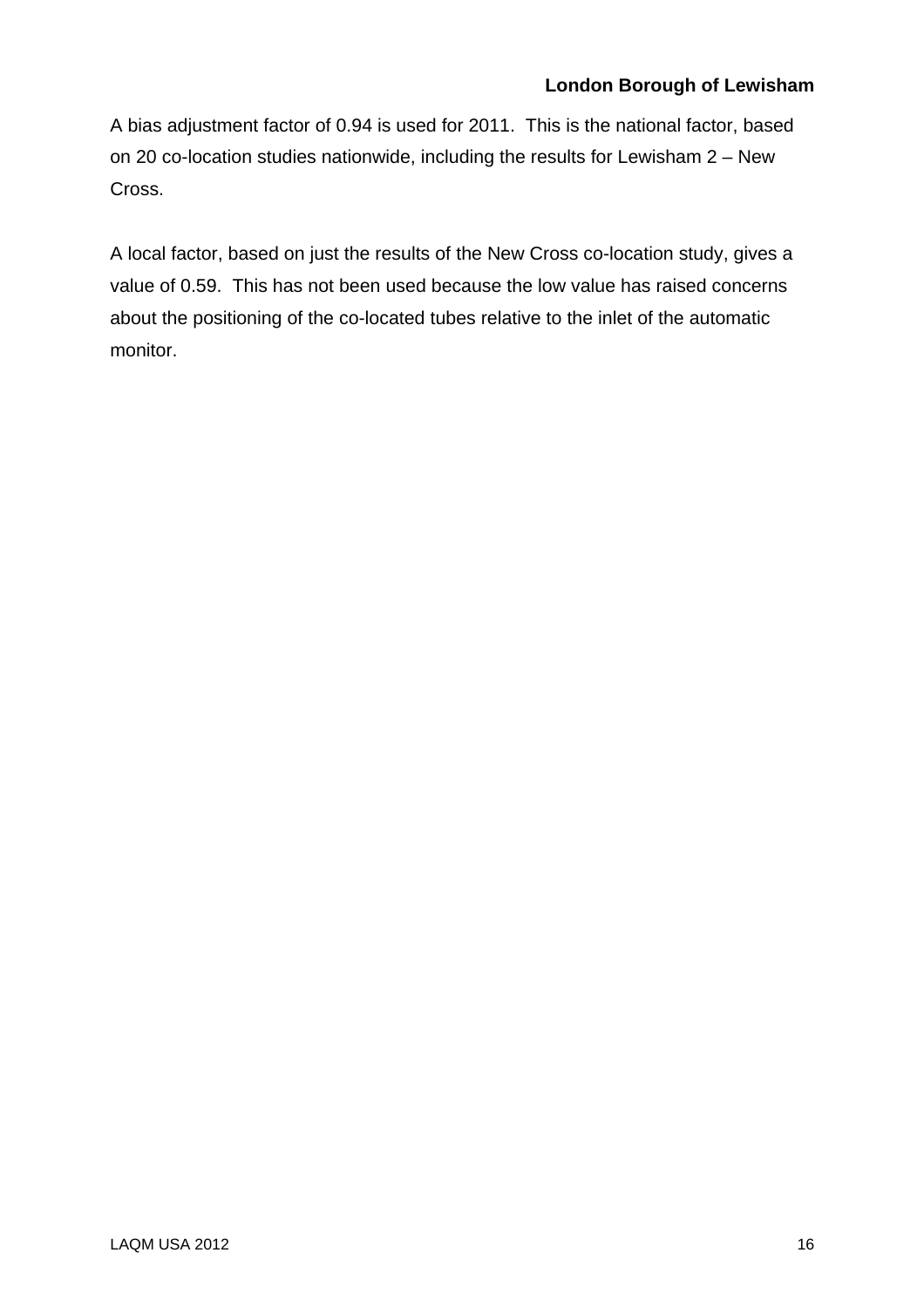A bias adjustment factor of 0.94 is used for 2011. This is the national factor, based on 20 co-location studies nationwide, including the results for Lewisham 2 – New Cross.

A local factor, based on just the results of the New Cross co-location study, gives a value of 0.59. This has not been used because the low value has raised concerns about the positioning of the co-located tubes relative to the inlet of the automatic monitor.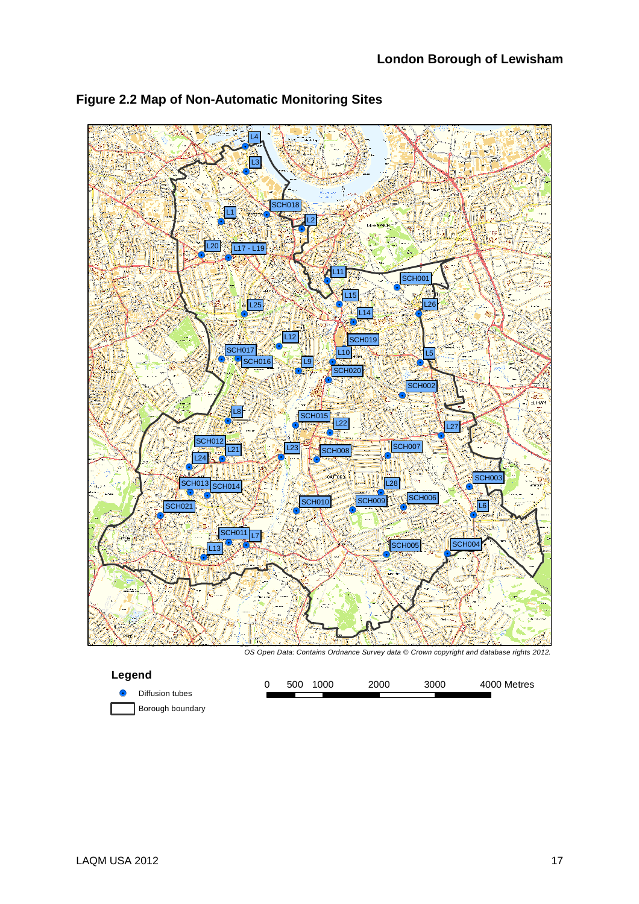## Figure 2.2 Map of Non-Automatic Monitoring Sites

*OS Open Data: Contains Ordnance Survey data © Crown copyright and database rights 2012.*

**Legend**

- Diffusion tubes
- Borough boundary

0 500 1000 2000 3000 4000 Metres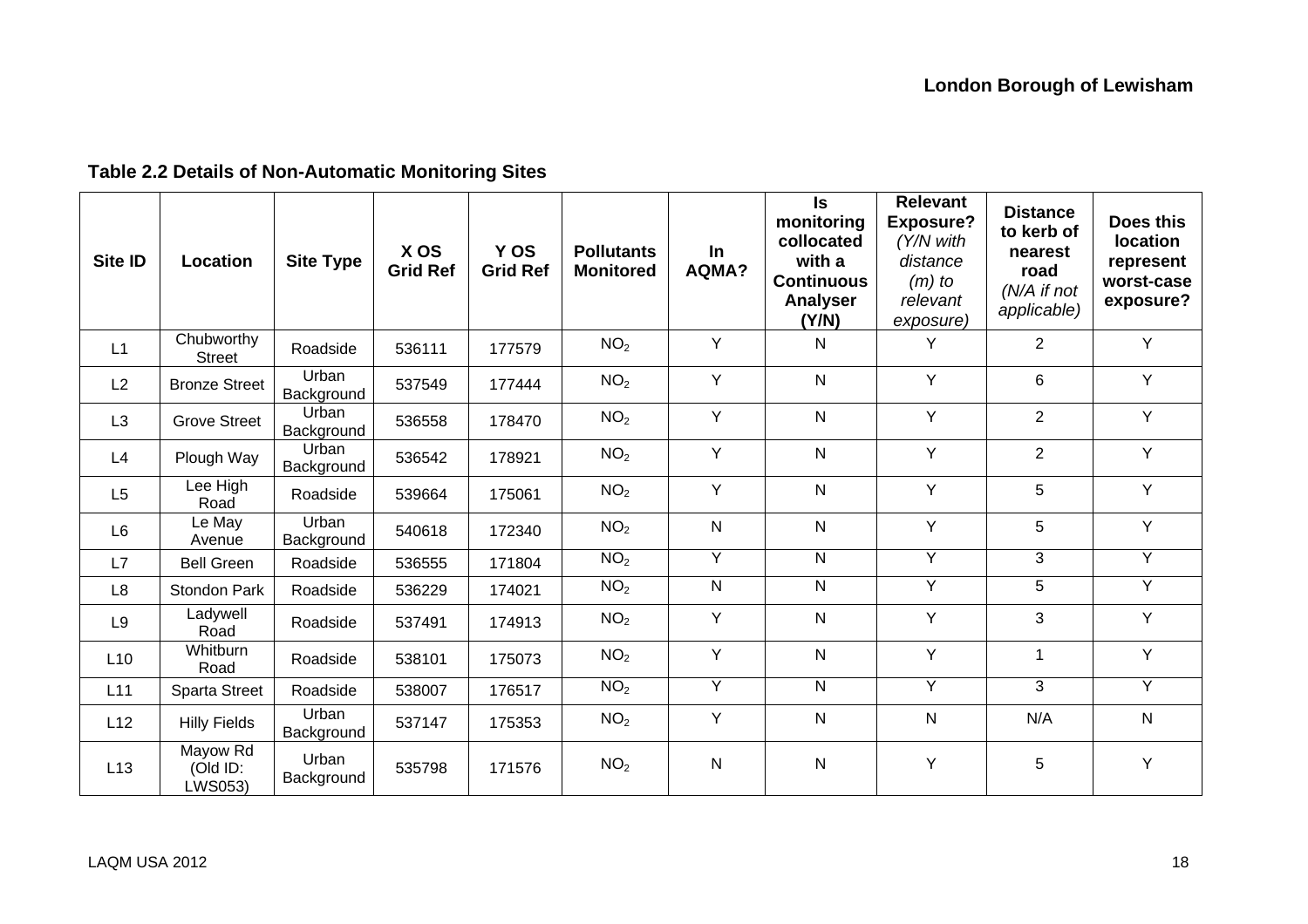**Table 2.2 Details of Non-Automatic Monitoring Sites**

| Site ID | Location | Site Type | X OS Grid Ref | Y OS Grid Ref | Pollutants Monitored | In AQMA? | Is monitoring collocated with a Continuous Analyser (Y/N) | Relevant Exposure? *(Y/N with distance (m) to relevant exposure)* | Distance to kerb of nearest road *(N/A if not applicable)* | Does this location represent worst-case exposure? |
|---|---|---|---|---|---|---|---|---|---|---|
| L1 | Chubworthy Street | Roadside | 536111 | 177579 | $NO_2$ | Y | N | Y | 2 | Y |
| L2 | Bronze Street | Urban Background | 537549 | 177444 | $NO_2$ | Y | N | Y | 6 | Y |
| L3 | Grove Street | Urban Background | 536558 | 178470 | $NO_2$ | Y | N | Y | 2 | Y |
| L4 | Plough Way | Urban Background | 536542 | 178921 | $NO_2$ | Y | N | Y | 2 | Y |
| L5 | Lee High Road | Roadside | 539664 | 175061 | $NO_2$ | Y | N | Y | 5 | Y |
| L6 | Le May Avenue | Urban Background | 540618 | 172340 | $NO_2$ | N | N | Y | 5 | Y |
| L7 | Bell Green | Roadside | 536555 | 171804 | $NO_2$ | Y | N | Y | 3 | Y |
| L8 | Stondon Park | Roadside | 536229 | 174021 | $NO_2$ | N | N | Y | 5 | Y |
| L9 | Ladywell Road | Roadside | 537491 | 174913 | $NO_2$ | Y | N | Y | 3 | Y |
| L10 | Whitburn Road | Roadside | 538101 | 175073 | $NO_2$ | Y | N | Y | 1 | Y |
| L11 | Sparta Street | Roadside | 538007 | 176517 | $NO_2$ | Y | N | Y | 3 | Y |
| L12 | Hilly Fields | Urban Background | 537147 | 175353 | $NO_2$ | Y | N | N | N/A | N |
| L13 | Mayow Rd (Old ID: LWS053) | Urban Background | 535798 | 171576 | $NO_2$ | N | N | Y | 5 | Y |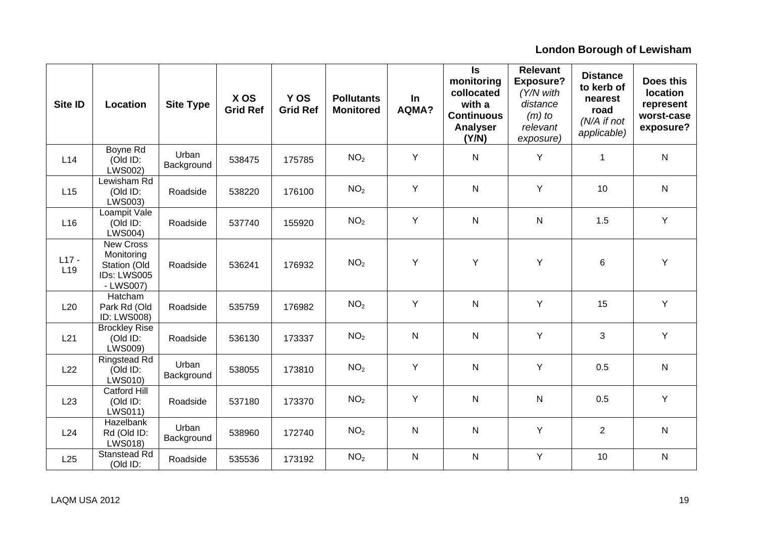**London Borough of Lewisham**

| Site ID | Location | Site Type | X OS Grid Ref | Y OS Grid Ref | Pollutants Monitored | In AQMA? | Is monitoring collocated with a Continuous Analyser (Y/N) | Relevant Exposure? *(Y/N with distance (m) to relevant exposure)* | Distance to kerb of nearest road *(N/A if not applicable)* | Does this location represent worst-case exposure? |
|---|---|---|---|---|---|---|---|---|---|---|
| L14 | Boyne Rd (Old ID: LWS002) | Urban Background | 538475 | 175785 | $NO_2$ | Y | N | Y | 1 | N |
| L15 | Lewisham Rd (Old ID: LWS003) | Roadside | 538220 | 176100 | $NO_2$ | Y | N | Y | 10 | N |
| L16 | Loampit Vale (Old ID: LWS004) | Roadside | 537740 | 155920 | $NO_2$ | Y | N | N | 1.5 | Y |
| L17 - L19 | New Cross Monitoring Station (Old IDs: LWS005 - LWS007) | Roadside | 536241 | 176932 | $NO_2$ | Y | Y | Y | 6 | Y |
| L20 | Hatcham Park Rd (Old ID: LWS008) | Roadside | 535759 | 176982 | $NO_2$ | Y | N | Y | 15 | Y |
| L21 | Brockley Rise (Old ID: LWS009) | Roadside | 536130 | 173337 | $NO_2$ | N | N | Y | 3 | Y |
| L22 | Ringstead Rd (Old ID: LWS010) | Urban Background | 538055 | 173810 | $NO_2$ | Y | N | Y | 0.5 | N |
| L23 | Catford Hill (Old ID: LWS011) | Roadside | 537180 | 173370 | $NO_2$ | Y | N | N | 0.5 | Y |
| L24 | Hazelbank Rd (Old ID: LWS018) | Urban Background | 538960 | 172740 | $NO_2$ | N | N | Y | 2 | N |
| L25 | Stanstead Rd (Old ID: | Roadside | 535536 | 173192 | $NO_2$ | N | N | Y | 10 | N |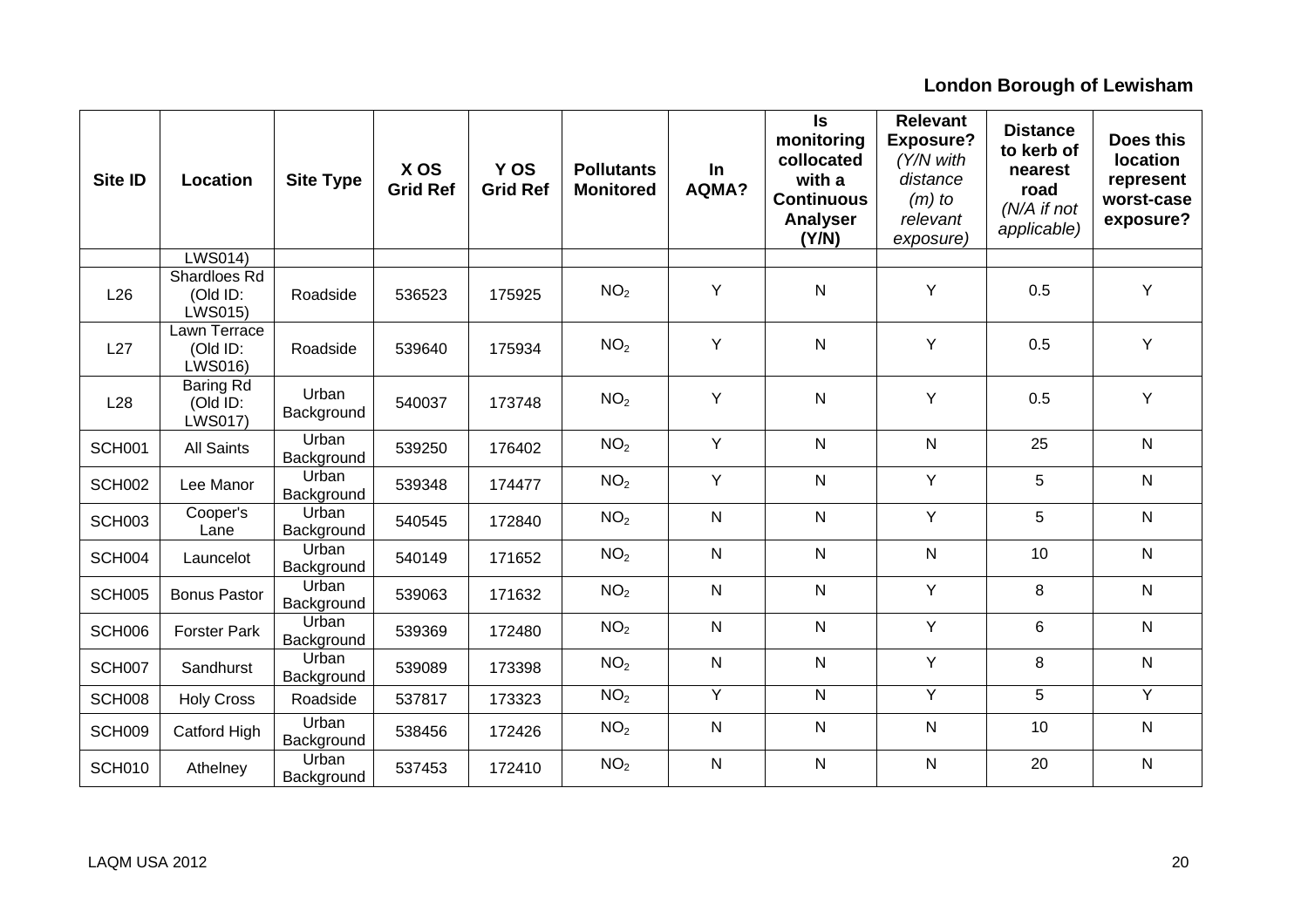| Site ID | Location | Site Type | X OS Grid Ref | Y OS Grid Ref | Pollutants Monitored | In AQMA? | Is monitoring collocated with a Continuous Analyser (Y/N) | Relevant Exposure? *(Y/N with distance (m) to relevant exposure)* | Distance to kerb of nearest road *(N/A if not applicable)* | Does this location represent worst-case exposure? |
|---|---|---|---|---|---|---|---|---|---|---|
| | LWS014) | | | | | | | | | |
| L26 | Shardloes Rd (Old ID: LWS015) | Roadside | 536523 | 175925 | $NO_2$ | Y | N | Y | 0.5 | Y |
| L27 | Lawn Terrace (Old ID: LWS016) | Roadside | 539640 | 175934 | $NO_2$ | Y | N | Y | 0.5 | Y |
| L28 | Baring Rd (Old ID: LWS017) | Urban Background | 540037 | 173748 | $NO_2$ | Y | N | Y | 0.5 | Y |
| SCH001 | All Saints | Urban Background | 539250 | 176402 | $NO_2$ | Y | N | N | 25 | N |
| SCH002 | Lee Manor | Urban Background | 539348 | 174477 | $NO_2$ | Y | N | Y | 5 | N |
| SCH003 | Cooper's Lane | Urban Background | 540545 | 172840 | $NO_2$ | N | N | Y | 5 | N |
| SCH004 | Launcelot | Urban Background | 540149 | 171652 | $NO_2$ | N | N | N | 10 | N |
| SCH005 | Bonus Pastor | Urban Background | 539063 | 171632 | $NO_2$ | N | N | Y | 8 | N |
| SCH006 | Forster Park | Urban Background | 539369 | 172480 | $NO_2$ | N | N | Y | 6 | N |
| SCH007 | Sandhurst | Urban Background | 539089 | 173398 | $NO_2$ | N | N | Y | 8 | N |
| SCH008 | Holy Cross | Roadside | 537817 | 173323 | $NO_2$ | Y | N | Y | 5 | Y |
| SCH009 | Catford High | Urban Background | 538456 | 172426 | $NO_2$ | N | N | N | 10 | N |
| SCH010 | Athelney | Urban Background | 537453 | 172410 | $NO_2$ | N | N | N | 20 | N |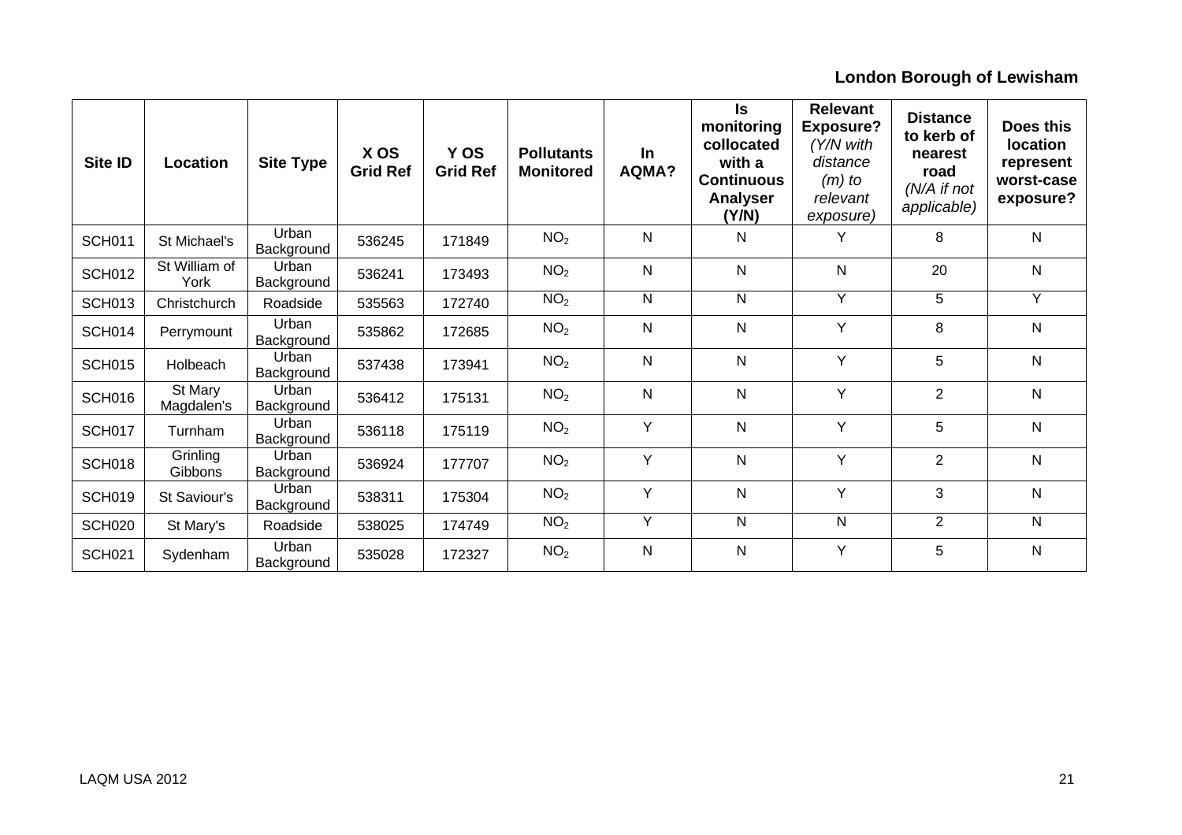| Site ID | Location | Site Type | X OS Grid Ref | Y OS Grid Ref | Pollutants Monitored | In AQMA? | Is monitoring collocated with a Continuous Analyser (Y/N) | Relevant Exposure? *(Y/N with distance (m) to relevant exposure)* | Distance to kerb of nearest road *(N/A if not applicable)* | Does this location represent worst-case exposure? |
|---|---|---|---|---|---|---|---|---|---|---|
| SCH011 | St Michael's | Urban Background | 536245 | 171849 | $NO_2$ | N | N | Y | 8 | N |
| SCH012 | St William of York | Urban Background | 536241 | 173493 | $NO_2$ | N | N | N | 20 | N |
| SCH013 | Christchurch | Roadside | 535563 | 172740 | $NO_2$ | N | N | Y | 5 | Y |
| SCH014 | Perrymount | Urban Background | 535862 | 172685 | $NO_2$ | N | N | Y | 8 | N |
| SCH015 | Holbeach | Urban Background | 537438 | 173941 | $NO_2$ | N | N | Y | 5 | N |
| SCH016 | St Mary Magdalen's | Urban Background | 536412 | 175131 | $NO_2$ | N | N | Y | 2 | N |
| SCH017 | Turnham | Urban Background | 536118 | 175119 | $NO_2$ | Y | N | Y | 5 | N |
| SCH018 | Grinling Gibbons | Urban Background | 536924 | 177707 | $NO_2$ | Y | N | Y | 2 | N |
| SCH019 | St Saviour's | Urban Background | 538311 | 175304 | $NO_2$ | Y | N | Y | 3 | N |
| SCH020 | St Mary's | Roadside | 538025 | 174749 | $NO_2$ | Y | N | N | 2 | N |
| SCH021 | Sydenham | Urban Background | 535028 | 172327 | $NO_2$ | N | N | Y | 5 | N |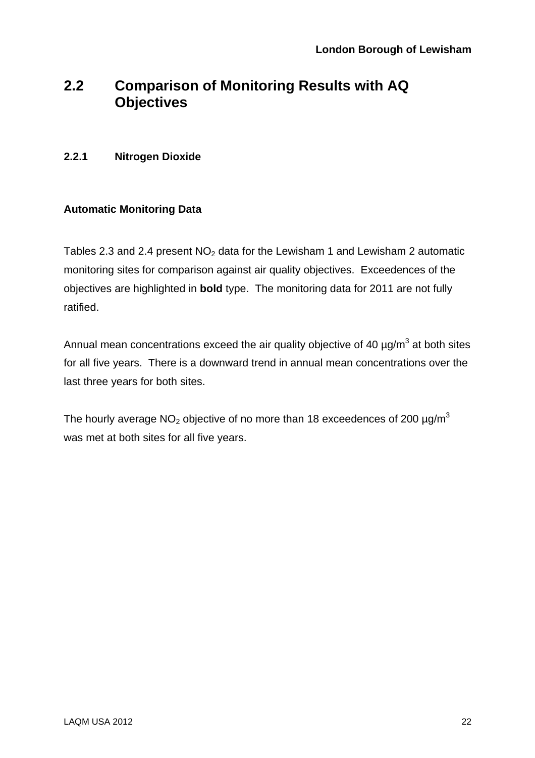## 2.2 Comparison of Monitoring Results with AQ Objectives

### 2.2.1 Nitrogen Dioxide

**Automatic Monitoring Data**

Tables 2.3 and 2.4 present $NO_2$ data for the Lewisham 1 and Lewisham 2 automatic monitoring sites for comparison against air quality objectives. Exceedences of the objectives are highlighted in **bold** type. The monitoring data for 2011 are not fully ratified.

Annual mean concentrations exceed the air quality objective of 40 $\mu g/m^3$ at both sites for all five years. There is a downward trend in annual mean concentrations over the last three years for both sites.

The hourly average $NO_2$ objective of no more than 18 exceedences of 200 $\mu g/m^3$ was met at both sites for all five years.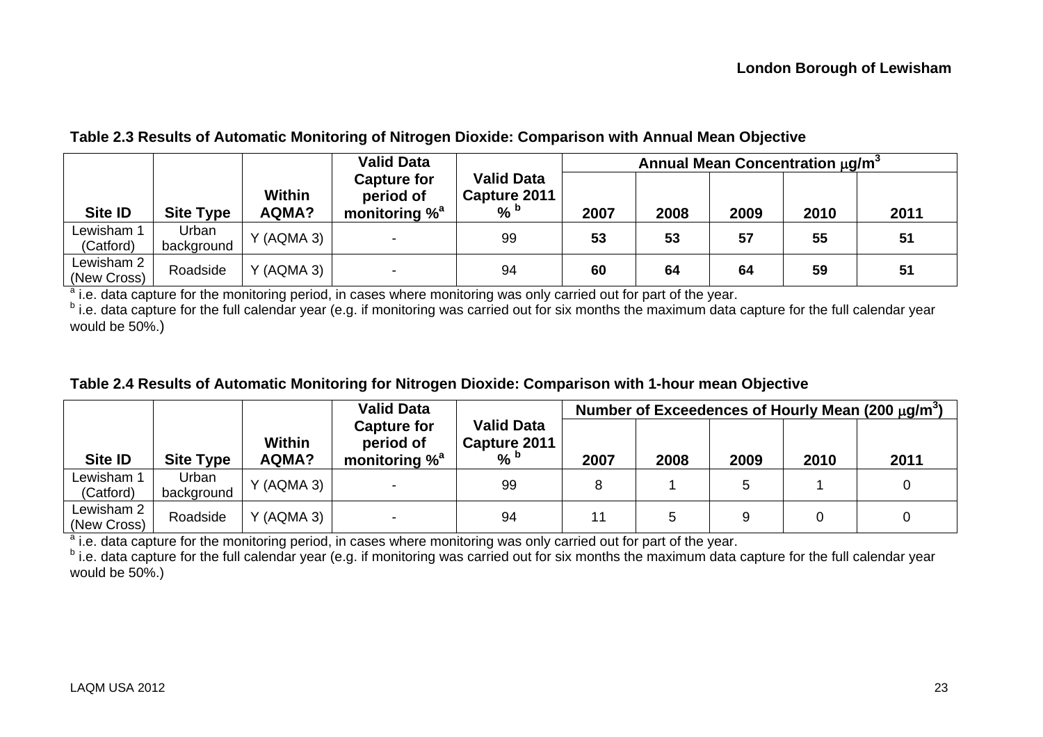**Table 2.3 Results of Automatic Monitoring of Nitrogen Dioxide: Comparison with Annual Mean Objective**

| Site ID | Site Type | Within AQMA? | Valid Data Capture for period of monitoring %[a] | Valid Data Capture 2011 %[b] | Annual Mean Concentration $\mu g/m^3$ | | | | |
|---|---|---|---|---|---|---|---|---|---|
| | | | | | 2007 | 2008 | 2009 | 2010 | 2011 |
| Lewisham 1 (Catford) | Urban background | Y (AQMA 3) | - | 99 | **53** | **53** | **57** | **55** | **51** |
| Lewisham 2 (New Cross) | Roadside | Y (AQMA 3) | - | 94 | **60** | **64** | **64** | **59** | **51** |

[a] i.e. data capture for the monitoring period, in cases where monitoring was only carried out for part of the year.
[b] i.e. data capture for the full calendar year (e.g. if monitoring was carried out for six months the maximum data capture for the full calendar year would be 50%.)

**Table 2.4 Results of Automatic Monitoring for Nitrogen Dioxide: Comparison with 1-hour mean Objective**

| Site ID | Site Type | Within AQMA? | Valid Data Capture for period of monitoring %[a] | Valid Data Capture 2011 %[b] | Number of Exceedences of Hourly Mean (200 $\mu g/m^3$) | | | | |
|---|---|---|---|---|---|---|---|---|---|
| | | | | | 2007 | 2008 | 2009 | 2010 | 2011 |
| Lewisham 1 (Catford) | Urban background | Y (AQMA 3) | - | 99 | 8 | 1 | 5 | 1 | 0 |
| Lewisham 2 (New Cross) | Roadside | Y (AQMA 3) | - | 94 | 11 | 5 | 9 | 0 | 0 |

[a] i.e. data capture for the monitoring period, in cases where monitoring was only carried out for part of the year.
[b] i.e. data capture for the full calendar year (e.g. if monitoring was carried out for six months the maximum data capture for the full calendar year would be 50%.)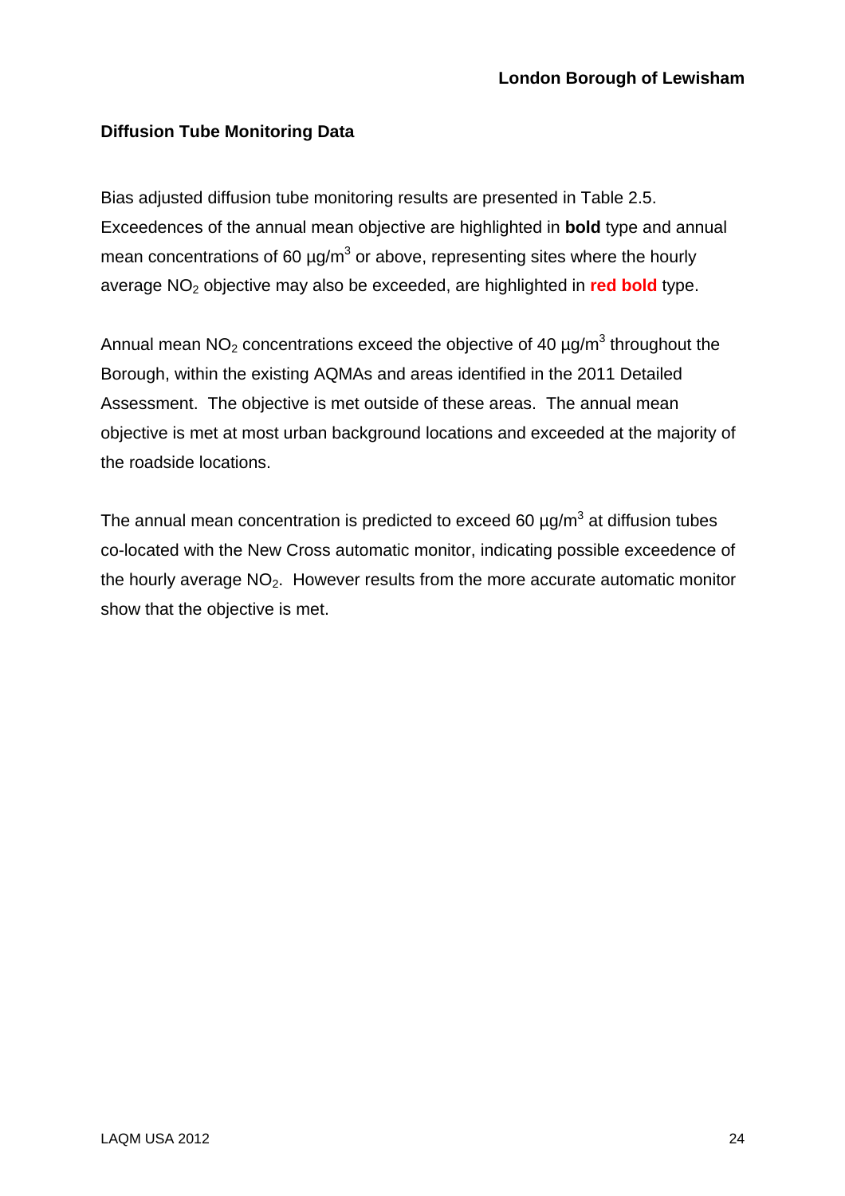### Diffusion Tube Monitoring Data

Bias adjusted diffusion tube monitoring results are presented in Table 2.5. Exceedences of the annual mean objective are highlighted in **bold** type and annual mean concentrations of 60 µg/m$^3$ or above, representing sites where the hourly average $NO_2$ objective may also be exceeded, are highlighted in **red bold** type.

Annual mean $NO_2$ concentrations exceed the objective of 40 µg/m$^3$ throughout the Borough, within the existing AQMAs and areas identified in the 2011 Detailed Assessment. The objective is met outside of these areas. The annual mean objective is met at most urban background locations and exceeded at the majority of the roadside locations.

The annual mean concentration is predicted to exceed 60 µg/m$^3$ at diffusion tubes co-located with the New Cross automatic monitor, indicating possible exceedence of the hourly average $NO_2$. However results from the more accurate automatic monitor show that the objective is met.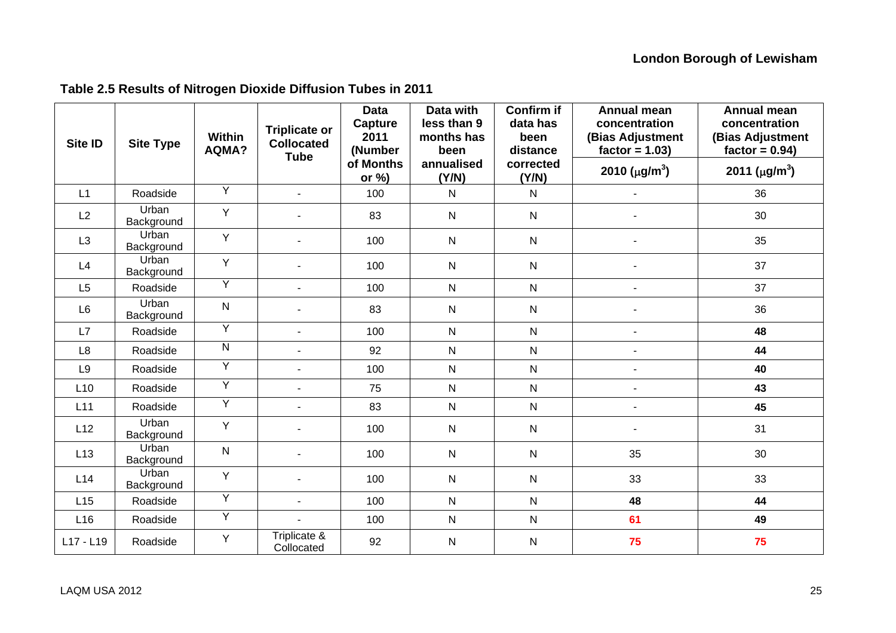### Table 2.5 Results of Nitrogen Dioxide Diffusion Tubes in 2011

| Site ID | Site Type | Within AQMA? | Triplicate or Collocated Tube | Data Capture 2011 (Number of Months or %) | Data with less than 9 months has been annualised (Y/N) | Confirm if data has been distance corrected (Y/N) | Annual mean concentration (Bias Adjustment factor = 1.03) 2010 ($\mu g/m^3$) | Annual mean concentration (Bias Adjustment factor = 0.94) 2011 ($\mu g/m^3$) |
|---|---|---|---|---|---|---|---|---|
| L1 | Roadside | Y | - | 100 | N | N | - | 36 |
| L2 | Urban Background | Y | - | 83 | N | N | - | 30 |
| L3 | Urban Background | Y | - | 100 | N | N | - | 35 |
| L4 | Urban Background | Y | - | 100 | N | N | - | 37 |
| L5 | Roadside | Y | - | 100 | N | N | - | 37 |
| L6 | Urban Background | N | - | 83 | N | N | - | 36 |
| L7 | Roadside | Y | - | 100 | N | N | - | **48** |
| L8 | Roadside | N | - | 92 | N | N | - | **44** |
| L9 | Roadside | Y | - | 100 | N | N | - | **40** |
| L10 | Roadside | Y | - | 75 | N | N | - | **43** |
| L11 | Roadside | Y | - | 83 | N | N | - | **45** |
| L12 | Urban Background | Y | - | 100 | N | N | - | 31 |
| L13 | Urban Background | N | - | 100 | N | N | 35 | 30 |
| L14 | Urban Background | Y | - | 100 | N | N | 33 | 33 |
| L15 | Roadside | Y | - | 100 | N | N | **48** | **44** |
| L16 | Roadside | Y | - | 100 | N | N | **61** | **49** |
| L17 - L19 | Roadside | Y | Triplicate & Collocated | 92 | N | N | **75** | **75** |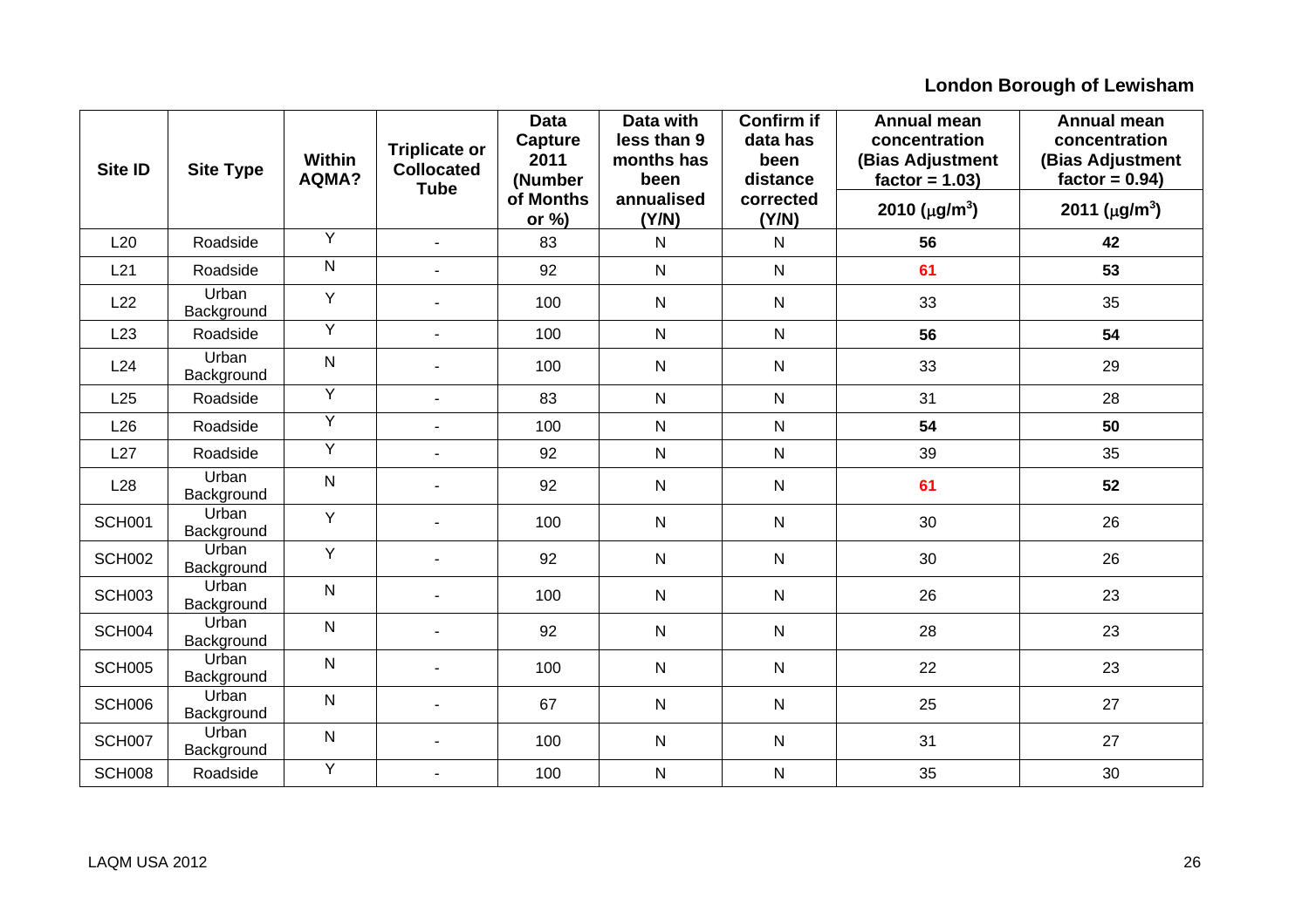| Site ID | Site Type | Within AQMA? | Triplicate or Collocated Tube | Data Capture 2011 (Number of Months or %) | Data with less than 9 months has been annualised (Y/N) | Confirm if data has been distance corrected (Y/N) | Annual mean concentration (Bias Adjustment factor = 1.03) 2010 ($\mu g/m^3$) | Annual mean concentration (Bias Adjustment factor = 0.94) 2011 ($\mu g/m^3$) |
|---|---|---|---|---|---|---|---|---|
| L20 | Roadside | Y | - | 83 | N | N | **56** | **42** |
| L21 | Roadside | N | - | 92 | N | N | **61** | **53** |
| L22 | Urban Background | Y | - | 100 | N | N | 33 | 35 |
| L23 | Roadside | Y | - | 100 | N | N | **56** | **54** |
| L24 | Urban Background | N | - | 100 | N | N | 33 | 29 |
| L25 | Roadside | Y | - | 83 | N | N | 31 | 28 |
| L26 | Roadside | Y | - | 100 | N | N | **54** | **50** |
| L27 | Roadside | Y | - | 92 | N | N | 39 | 35 |
| L28 | Urban Background | N | - | 92 | N | N | **61** | **52** |
| SCH001 | Urban Background | Y | - | 100 | N | N | 30 | 26 |
| SCH002 | Urban Background | Y | - | 92 | N | N | 30 | 26 |
| SCH003 | Urban Background | N | - | 100 | N | N | 26 | 23 |
| SCH004 | Urban Background | N | - | 92 | N | N | 28 | 23 |
| SCH005 | Urban Background | N | - | 100 | N | N | 22 | 23 |
| SCH006 | Urban Background | N | - | 67 | N | N | 25 | 27 |
| SCH007 | Urban Background | N | - | 100 | N | N | 31 | 27 |
| SCH008 | Roadside | Y | - | 100 | N | N | 35 | 30 |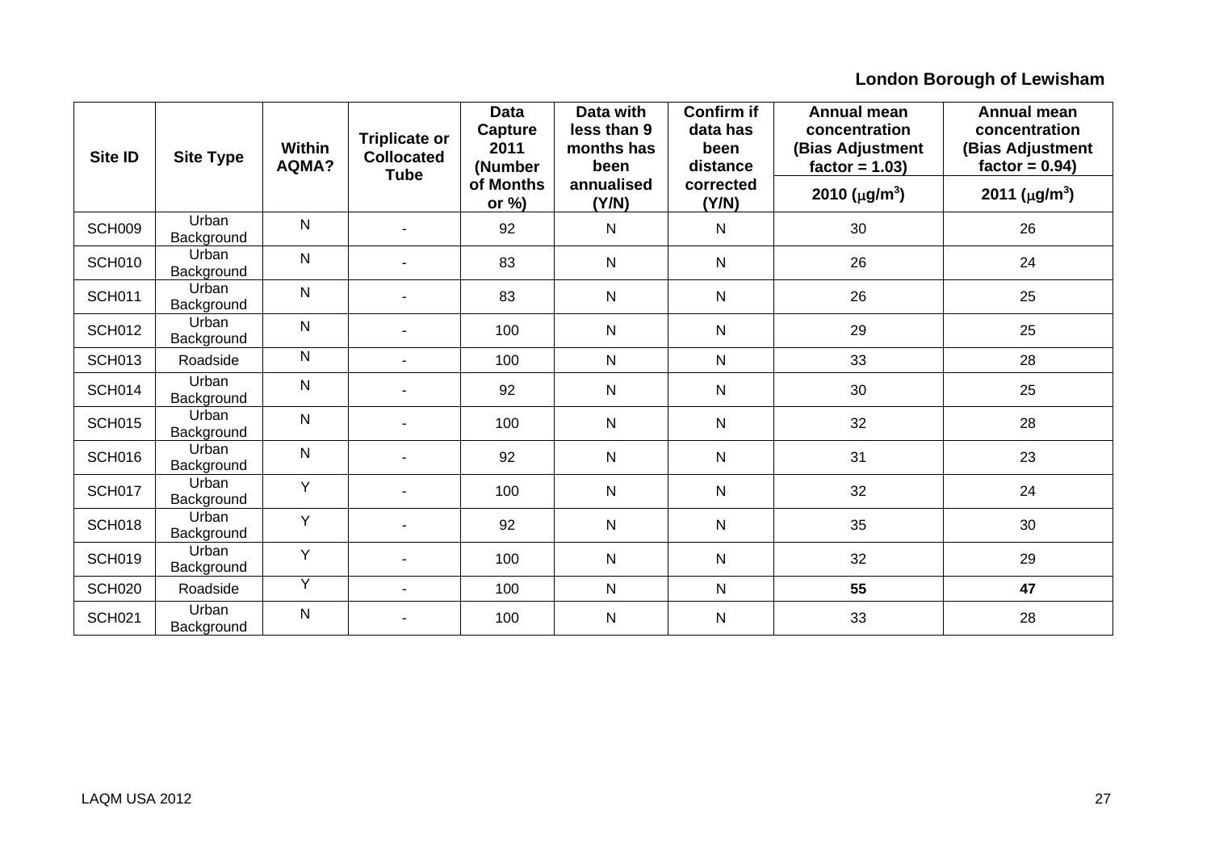**London Borough of Lewisham**

| Site ID | Site Type | Within AQMA? | Triplicate or Collocated Tube | Data Capture 2011 (Number of Months or %) | Data with less than 9 months has been annualised (Y/N) | Confirm if data has been distance corrected (Y/N) | Annual mean concentration (Bias Adjustment factor = 1.03) | Annual mean concentration (Bias Adjustment factor = 0.94) |
|---|---|---|---|---|---|---|---|---|
| | | | | | | | 2010 ($\mu g/m^3$) | 2011 ($\mu g/m^3$) |
| SCH009 | Urban Background | N | - | 92 | N | N | 30 | 26 |
| SCH010 | Urban Background | N | - | 83 | N | N | 26 | 24 |
| SCH011 | Urban Background | N | - | 83 | N | N | 26 | 25 |
| SCH012 | Urban Background | N | - | 100 | N | N | 29 | 25 |
| SCH013 | Roadside | N | - | 100 | N | N | 33 | 28 |
| SCH014 | Urban Background | N | - | 92 | N | N | 30 | 25 |
| SCH015 | Urban Background | N | - | 100 | N | N | 32 | 28 |
| SCH016 | Urban Background | N | - | 92 | N | N | 31 | 23 |
| SCH017 | Urban Background | Y | - | 100 | N | N | 32 | 24 |
| SCH018 | Urban Background | Y | - | 92 | N | N | 35 | 30 |
| SCH019 | Urban Background | Y | - | 100 | N | N | 32 | 29 |
| SCH020 | Roadside | Y | - | 100 | N | N | **55** | **47** |
| SCH021 | Urban Background | N | - | 100 | N | N | 33 | 28 |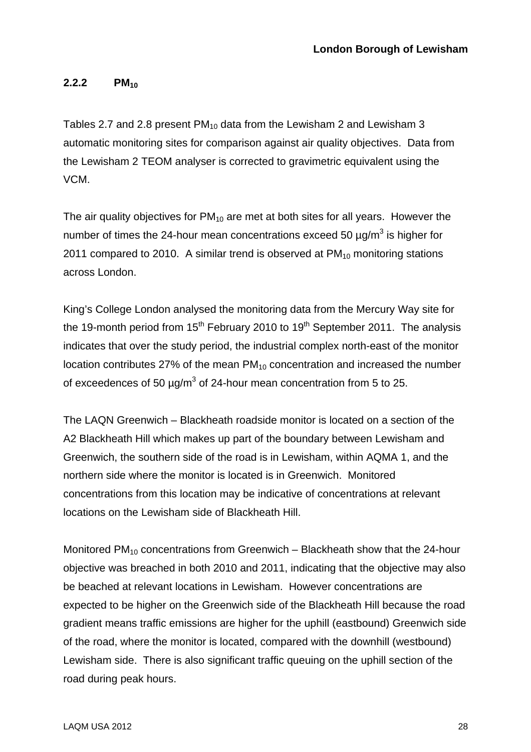### 2.2.2 $PM_{10}$

Tables 2.7 and 2.8 present $PM_{10}$ data from the Lewisham 2 and Lewisham 3 automatic monitoring sites for comparison against air quality objectives. Data from the Lewisham 2 TEOM analyser is corrected to gravimetric equivalent using the VCM.

The air quality objectives for $PM_{10}$ are met at both sites for all years. However the number of times the 24-hour mean concentrations exceed 50 µg/m$^3$ is higher for 2011 compared to 2010. A similar trend is observed at $PM_{10}$ monitoring stations across London.

King's College London analysed the monitoring data from the Mercury Way site for the 19-month period from 15th February 2010 to 19th September 2011. The analysis indicates that over the study period, the industrial complex north-east of the monitor location contributes 27% of the mean $PM_{10}$ concentration and increased the number of exceedences of 50 µg/m$^3$ of 24-hour mean concentration from 5 to 25.

The LAQN Greenwich – Blackheath roadside monitor is located on a section of the A2 Blackheath Hill which makes up part of the boundary between Lewisham and Greenwich, the southern side of the road is in Lewisham, within AQMA 1, and the northern side where the monitor is located is in Greenwich. Monitored concentrations from this location may be indicative of concentrations at relevant locations on the Lewisham side of Blackheath Hill.

Monitored $PM_{10}$ concentrations from Greenwich – Blackheath show that the 24-hour objective was breached in both 2010 and 2011, indicating that the objective may also be beached at relevant locations in Lewisham. However concentrations are expected to be higher on the Greenwich side of the Blackheath Hill because the road gradient means traffic emissions are higher for the uphill (eastbound) Greenwich side of the road, where the monitor is located, compared with the downhill (westbound) Lewisham side. There is also significant traffic queuing on the uphill section of the road during peak hours.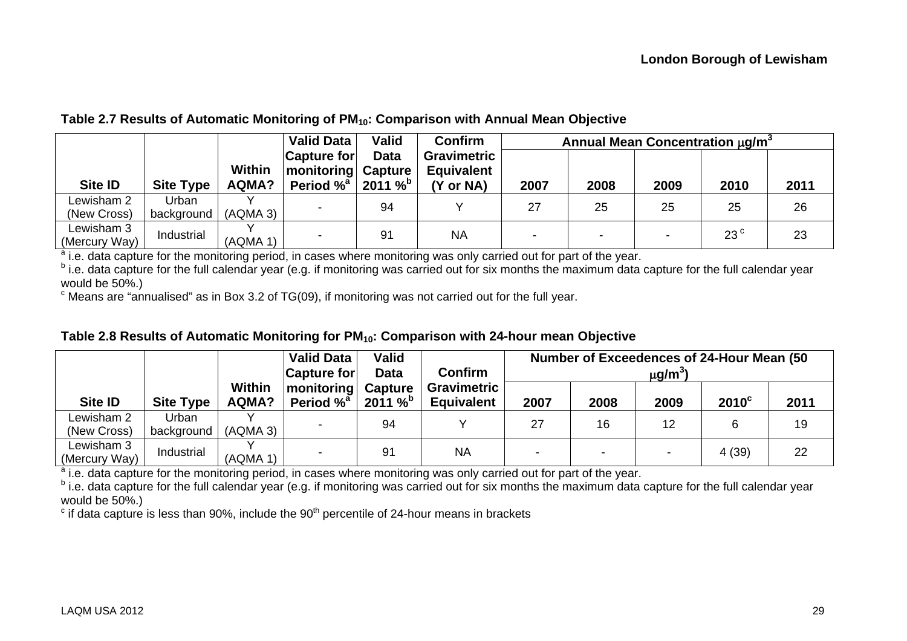**Table 2.7 Results of Automatic Monitoring of $PM_{10}$: Comparison with Annual Mean Objective**

| Site ID | Site Type | Within AQMA? | Valid Data Capture for monitoring Period %[a] | Valid Data Capture 2011 %[b] | Confirm Gravimetric Equivalent (Y or NA) | Annual Mean Concentration $\mu g/m^3$ | | | | |
|---|---|---|---|---|---|---|---|---|---|---|
| | | | | | | 2007 | 2008 | 2009 | 2010 | 2011 |
| Lewisham 2 (New Cross) | Urban background | Y (AQMA 3) | - | 94 | Y | 27 | 25 | 25 | 25 | 26 |
| Lewisham 3 (Mercury Way) | Industrial | Y (AQMA 1) | - | 91 | NA | - | - | - | 23 [c] | 23 |

[a] i.e. data capture for the monitoring period, in cases where monitoring was only carried out for part of the year.
[b] i.e. data capture for the full calendar year (e.g. if monitoring was carried out for six months the maximum data capture for the full calendar year would be 50%.)
[c] Means are "annualised" as in Box 3.2 of TG(09), if monitoring was not carried out for the full year.

**Table 2.8 Results of Automatic Monitoring for $PM_{10}$: Comparison with 24-hour mean Objective**

| Site ID | Site Type | Within AQMA? | Valid Data Capture for monitoring Period %[a] | Valid Data Capture 2011 %[b] | Confirm Gravimetric Equivalent | Number of Exceedences of 24-Hour Mean (50 $\mu g/m^3$) | | | | |
|---|---|---|---|---|---|---|---|---|---|---|
| | | | | | | 2007 | 2008 | 2009 | 2010[c] | 2011 |
| Lewisham 2 (New Cross) | Urban background | Y (AQMA 3) | - | 94 | Y | 27 | 16 | 12 | 6 | 19 |
| Lewisham 3 (Mercury Way) | Industrial | Y (AQMA 1) | - | 91 | NA | - | - | - | 4 (39) | 22 |

[a] i.e. data capture for the monitoring period, in cases where monitoring was only carried out for part of the year.
[b] i.e. data capture for the full calendar year (e.g. if monitoring was carried out for six months the maximum data capture for the full calendar year would be 50%.)
[c] if data capture is less than 90%, include the 90[th] percentile of 24-hour means in brackets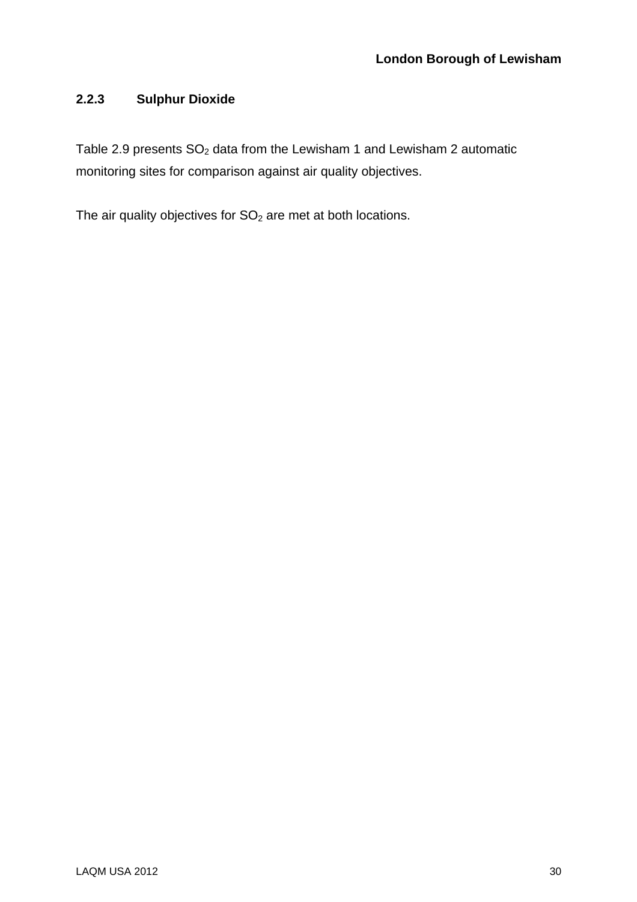### 2.2.3 Sulphur Dioxide

Table 2.9 presents $SO_2$ data from the Lewisham 1 and Lewisham 2 automatic monitoring sites for comparison against air quality objectives.

The air quality objectives for $SO_2$ are met at both locations.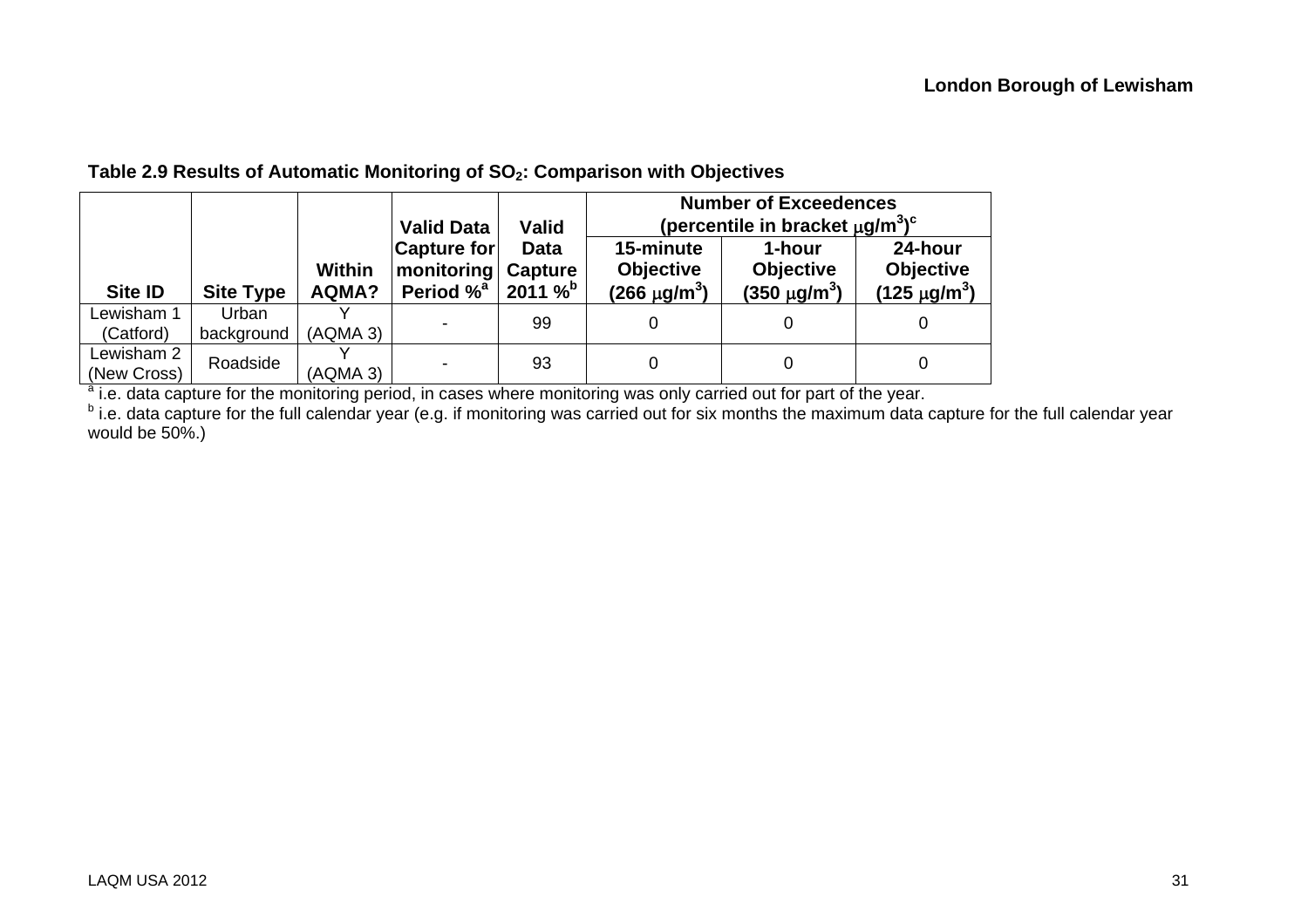**Table 2.9 Results of Automatic Monitoring of $SO_2$: Comparison with Objectives**

| Site ID | Site Type | Within AQMA? | Valid Data Capture for monitoring Period %[a] | Valid Data Capture 2011 %[b] | Number of Exceedences (percentile in bracket $\mu g/m^3$)[c] | | |
|---|---|---|---|---|---|---|---|
| | | | | | 15-minute Objective (266 $\mu g/m^3$) | 1-hour Objective (350 $\mu g/m^3$) | 24-hour Objective (125 $\mu g/m^3$) |
| Lewisham 1 (Catford) | Urban background | Y (AQMA 3) | - | 99 | 0 | 0 | 0 |
| Lewisham 2 (New Cross) | Roadside | Y (AQMA 3) | - | 93 | 0 | 0 | 0 |

[a] i.e. data capture for the monitoring period, in cases where monitoring was only carried out for part of the year.

[b] i.e. data capture for the full calendar year (e.g. if monitoring was carried out for six months the maximum data capture for the full calendar year would be 50%.)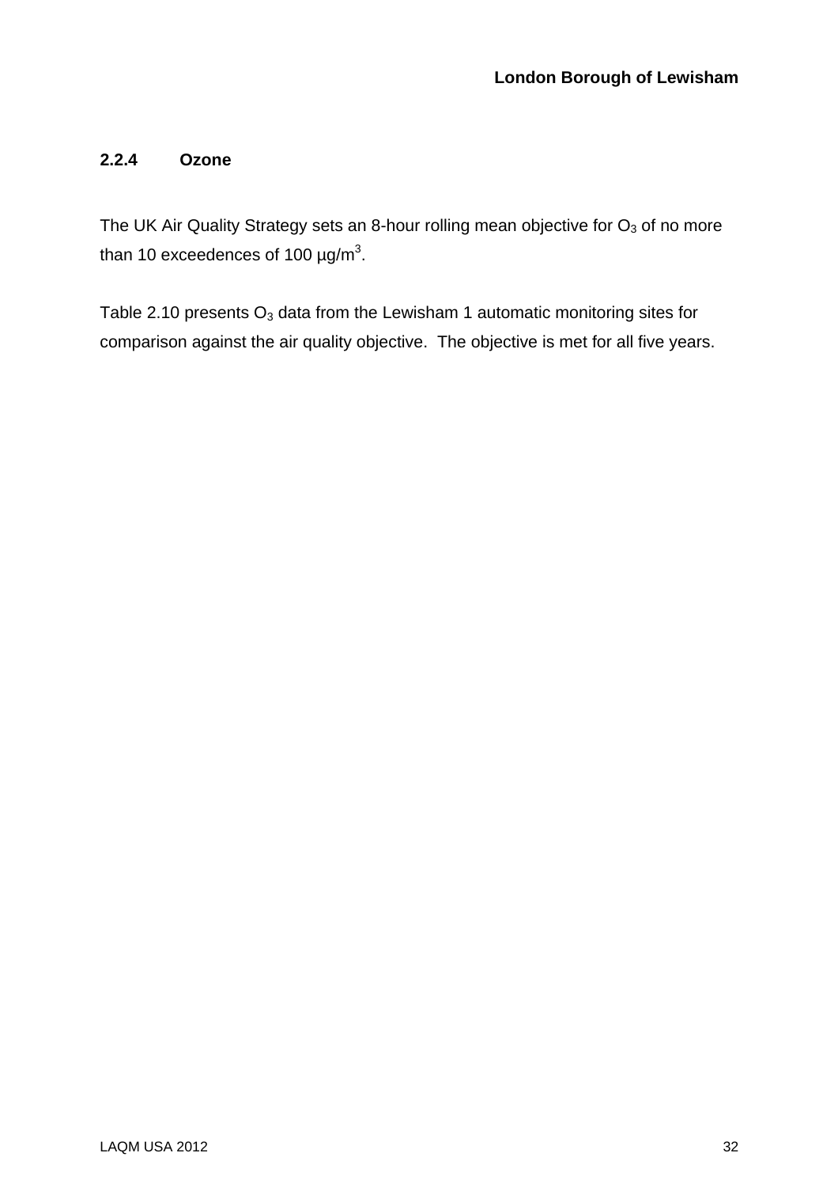### 2.2.4 Ozone

The UK Air Quality Strategy sets an 8-hour rolling mean objective for $O_3$ of no more than 10 exceedences of 100 µg/m$^3$.

Table 2.10 presents $O_3$ data from the Lewisham 1 automatic monitoring sites for comparison against the air quality objective. The objective is met for all five years.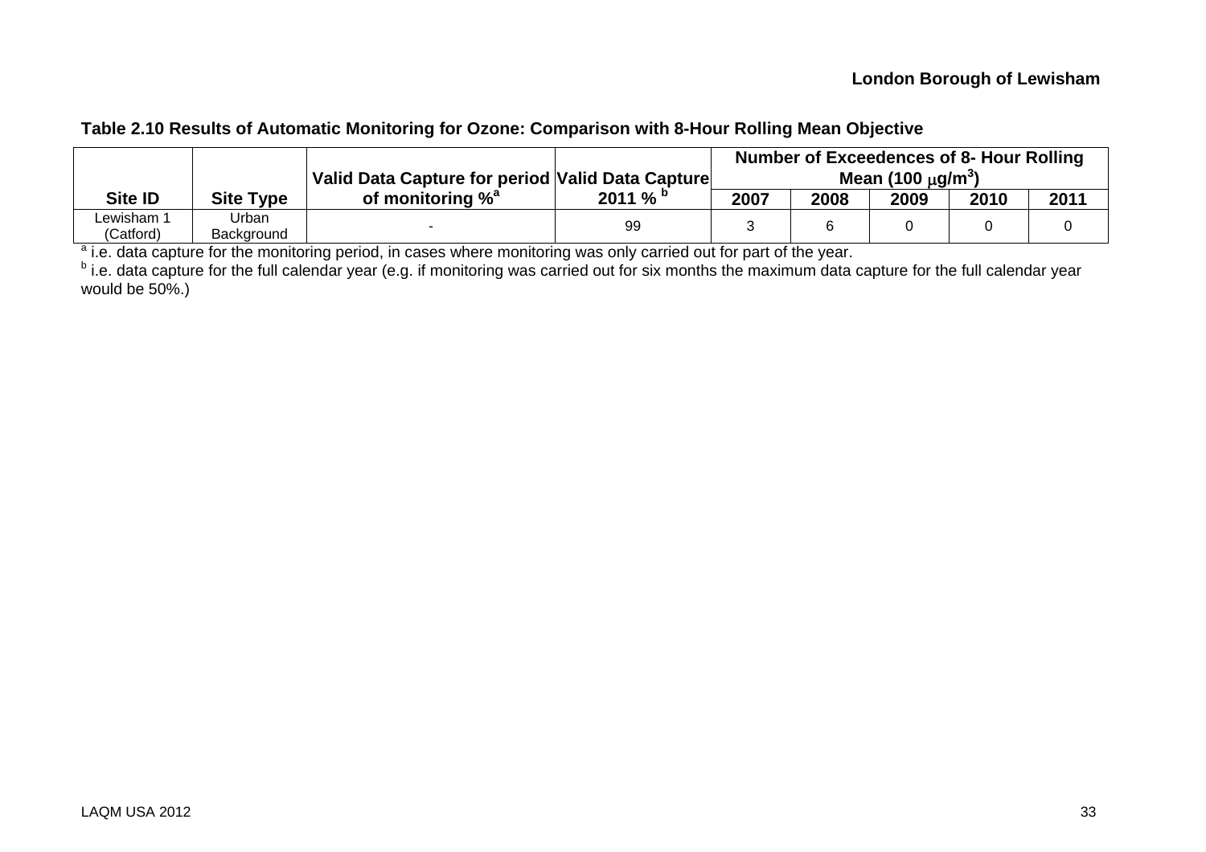**Table 2.10 Results of Automatic Monitoring for Ozone: Comparison with 8-Hour Rolling Mean Objective**

| Site ID | Site Type | Valid Data Capture for period of monitoring %[a] | Valid Data Capture 2011 % [b] | Number of Exceedences of 8- Hour Rolling Mean (100 $\mu g/m^3$) | | | | |
|---|---|---|---|---|---|---|---|---|
| | | | | 2007 | 2008 | 2009 | 2010 | 2011 |
| Lewisham 1 (Catford) | Urban Background | - | 99 | 3 | 6 | 0 | 0 | 0 |

[a] i.e. data capture for the monitoring period, in cases where monitoring was only carried out for part of the year.

[b] i.e. data capture for the full calendar year (e.g. if monitoring was carried out for six months the maximum data capture for the full calendar year would be 50%.)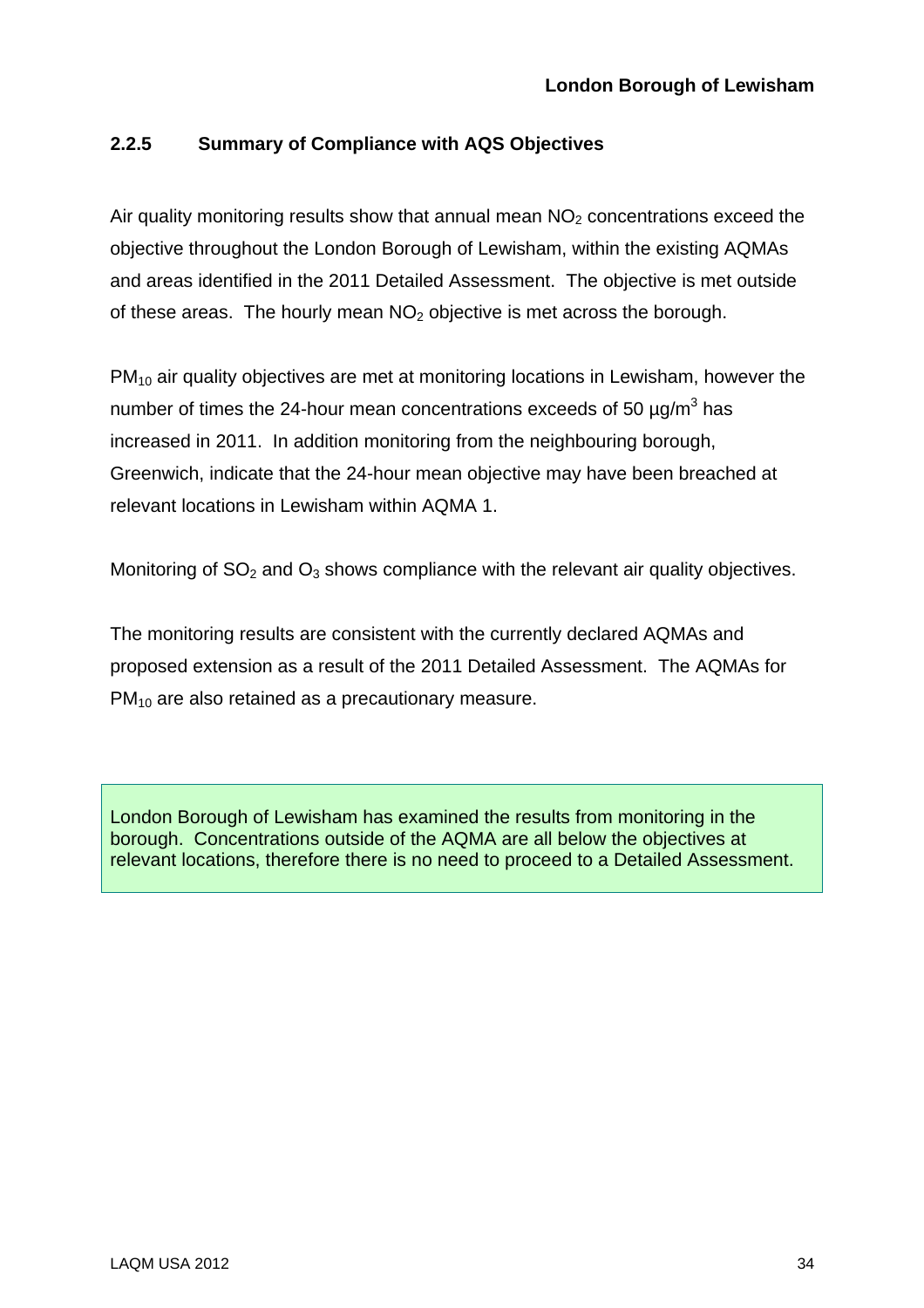### 2.2.5 Summary of Compliance with AQS Objectives

Air quality monitoring results show that annual mean $NO_2$ concentrations exceed the objective throughout the London Borough of Lewisham, within the existing AQMAs and areas identified in the 2011 Detailed Assessment. The objective is met outside of these areas. The hourly mean $NO_2$ objective is met across the borough.

$PM_{10}$ air quality objectives are met at monitoring locations in Lewisham, however the number of times the 24-hour mean concentrations exceeds of 50 µg/m$^3$ has increased in 2011. In addition monitoring from the neighbouring borough, Greenwich, indicate that the 24-hour mean objective may have been breached at relevant locations in Lewisham within AQMA 1.

Monitoring of $SO_2$ and $O_3$ shows compliance with the relevant air quality objectives.

The monitoring results are consistent with the currently declared AQMAs and proposed extension as a result of the 2011 Detailed Assessment. The AQMAs for $PM_{10}$ are also retained as a precautionary measure.

London Borough of Lewisham has examined the results from monitoring in the borough. Concentrations outside of the AQMA are all below the objectives at relevant locations, therefore there is no need to proceed to a Detailed Assessment.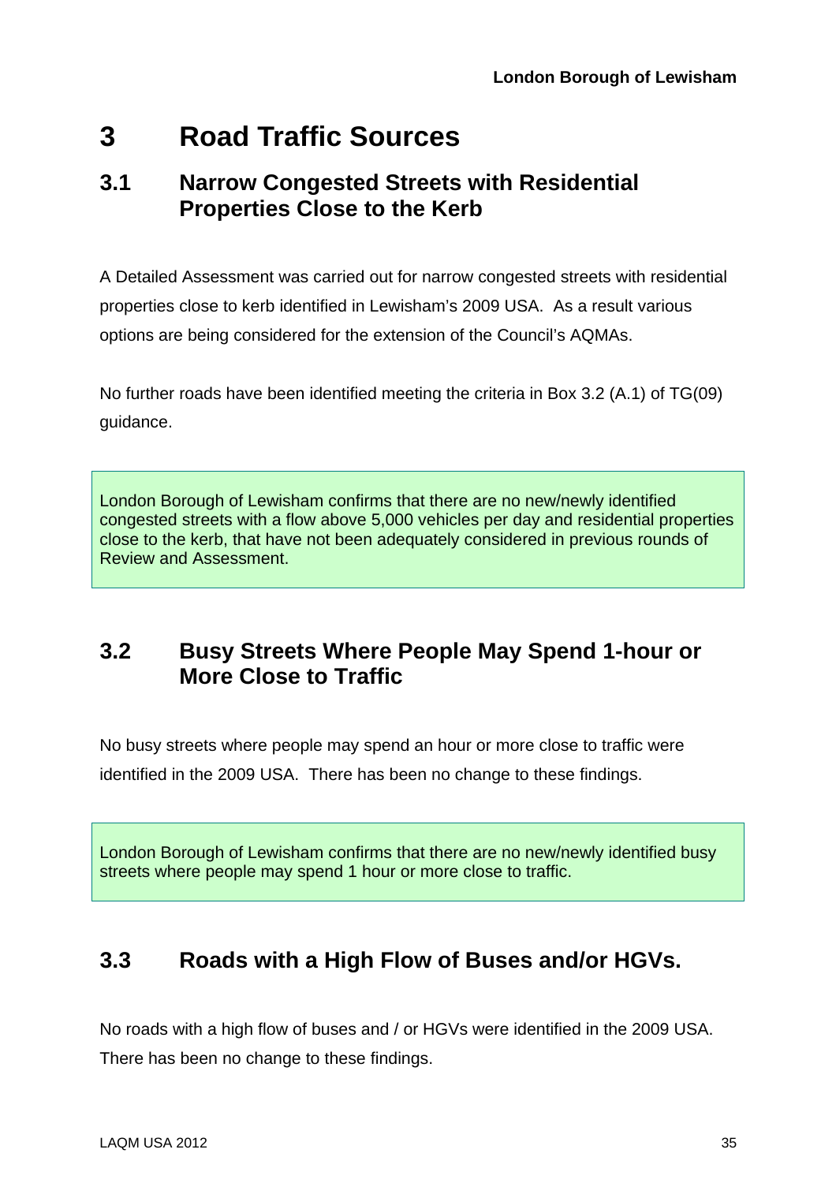# 3 Road Traffic Sources

## 3.1 Narrow Congested Streets with Residential Properties Close to the Kerb

A Detailed Assessment was carried out for narrow congested streets with residential properties close to kerb identified in Lewisham's 2009 USA. As a result various options are being considered for the extension of the Council's AQMAs.

No further roads have been identified meeting the criteria in Box 3.2 (A.1) of TG(09) guidance.

London Borough of Lewisham confirms that there are no new/newly identified congested streets with a flow above 5,000 vehicles per day and residential properties close to the kerb, that have not been adequately considered in previous rounds of Review and Assessment.

## 3.2 Busy Streets Where People May Spend 1-hour or More Close to Traffic

No busy streets where people may spend an hour or more close to traffic were identified in the 2009 USA. There has been no change to these findings.

London Borough of Lewisham confirms that there are no new/newly identified busy streets where people may spend 1 hour or more close to traffic.

## 3.3 Roads with a High Flow of Buses and/or HGVs.

No roads with a high flow of buses and / or HGVs were identified in the 2009 USA. There has been no change to these findings.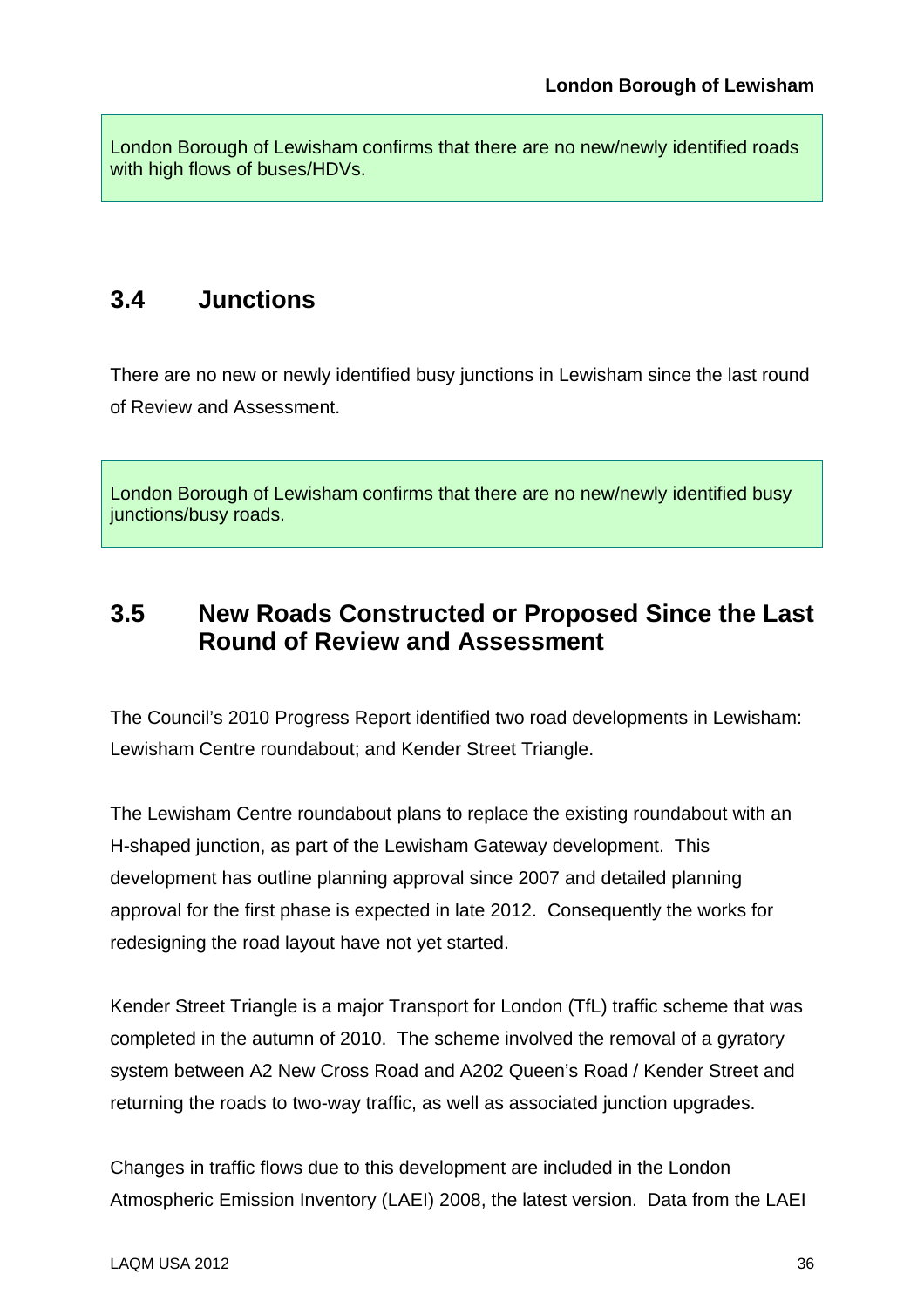London Borough of Lewisham confirms that there are no new/newly identified roads with high flows of buses/HDVs.

## 3.4 Junctions

There are no new or newly identified busy junctions in Lewisham since the last round of Review and Assessment.

London Borough of Lewisham confirms that there are no new/newly identified busy junctions/busy roads.

## 3.5 New Roads Constructed or Proposed Since the Last Round of Review and Assessment

The Council's 2010 Progress Report identified two road developments in Lewisham: Lewisham Centre roundabout; and Kender Street Triangle.

The Lewisham Centre roundabout plans to replace the existing roundabout with an H-shaped junction, as part of the Lewisham Gateway development. This development has outline planning approval since 2007 and detailed planning approval for the first phase is expected in late 2012. Consequently the works for redesigning the road layout have not yet started.

Kender Street Triangle is a major Transport for London (TfL) traffic scheme that was completed in the autumn of 2010. The scheme involved the removal of a gyratory system between A2 New Cross Road and A202 Queen's Road / Kender Street and returning the roads to two-way traffic, as well as associated junction upgrades.

Changes in traffic flows due to this development are included in the London Atmospheric Emission Inventory (LAEI) 2008, the latest version. Data from the LAEI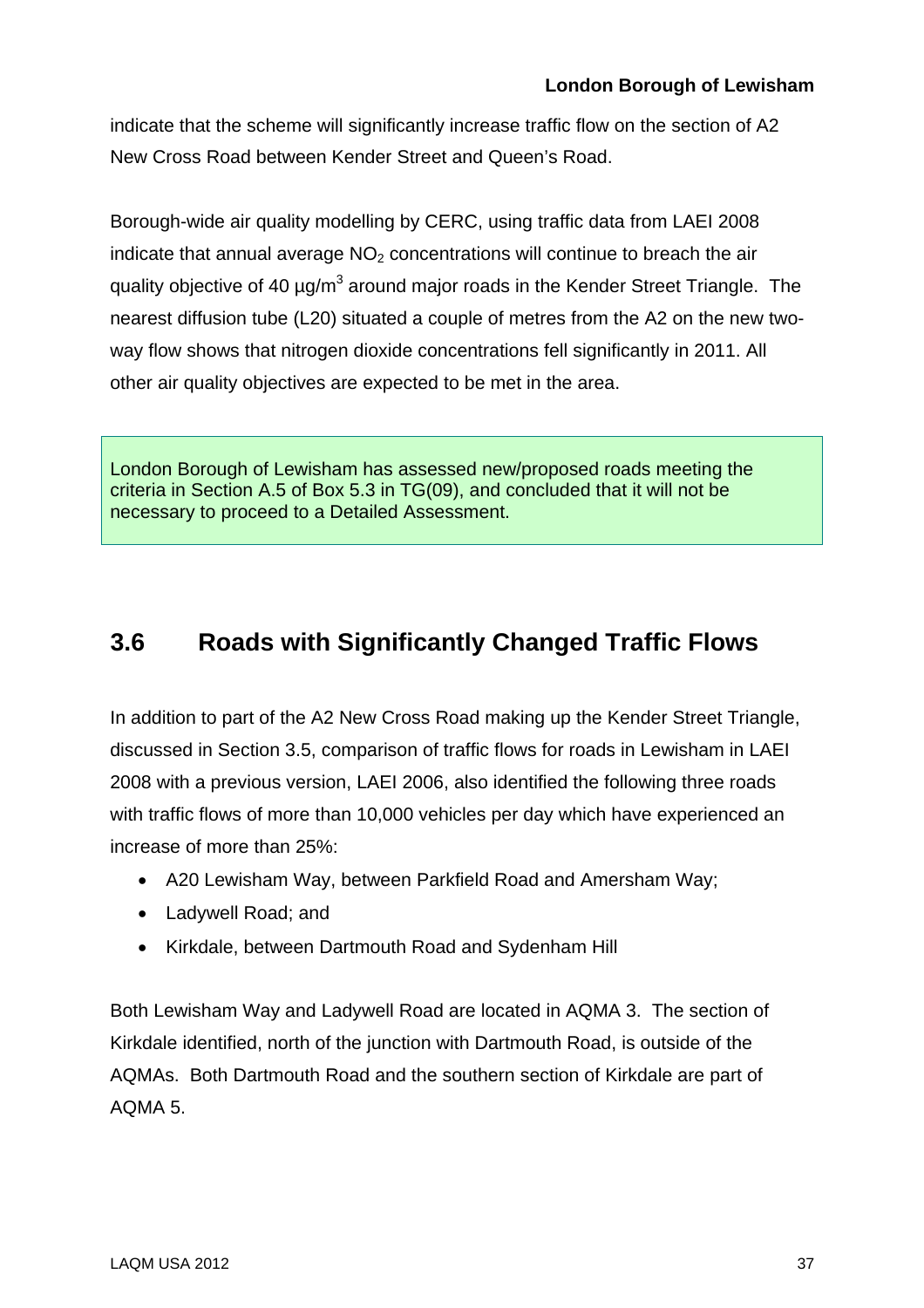indicate that the scheme will significantly increase traffic flow on the section of A2 New Cross Road between Kender Street and Queen's Road.

Borough-wide air quality modelling by CERC, using traffic data from LAEI 2008 indicate that annual average $NO_2$ concentrations will continue to breach the air quality objective of 40 $\mu g/m^3$ around major roads in the Kender Street Triangle. The nearest diffusion tube (L20) situated a couple of metres from the A2 on the new two-way flow shows that nitrogen dioxide concentrations fell significantly in 2011. All other air quality objectives are expected to be met in the area.

London Borough of Lewisham has assessed new/proposed roads meeting the criteria in Section A.5 of Box 5.3 in TG(09), and concluded that it will not be necessary to proceed to a Detailed Assessment.

## 3.6 Roads with Significantly Changed Traffic Flows

In addition to part of the A2 New Cross Road making up the Kender Street Triangle, discussed in Section 3.5, comparison of traffic flows for roads in Lewisham in LAEI 2008 with a previous version, LAEI 2006, also identified the following three roads with traffic flows of more than 10,000 vehicles per day which have experienced an increase of more than 25%:

- A20 Lewisham Way, between Parkfield Road and Amersham Way;
- Ladywell Road; and
- Kirkdale, between Dartmouth Road and Sydenham Hill

Both Lewisham Way and Ladywell Road are located in AQMA 3. The section of Kirkdale identified, north of the junction with Dartmouth Road, is outside of the AQMAs. Both Dartmouth Road and the southern section of Kirkdale are part of AQMA 5.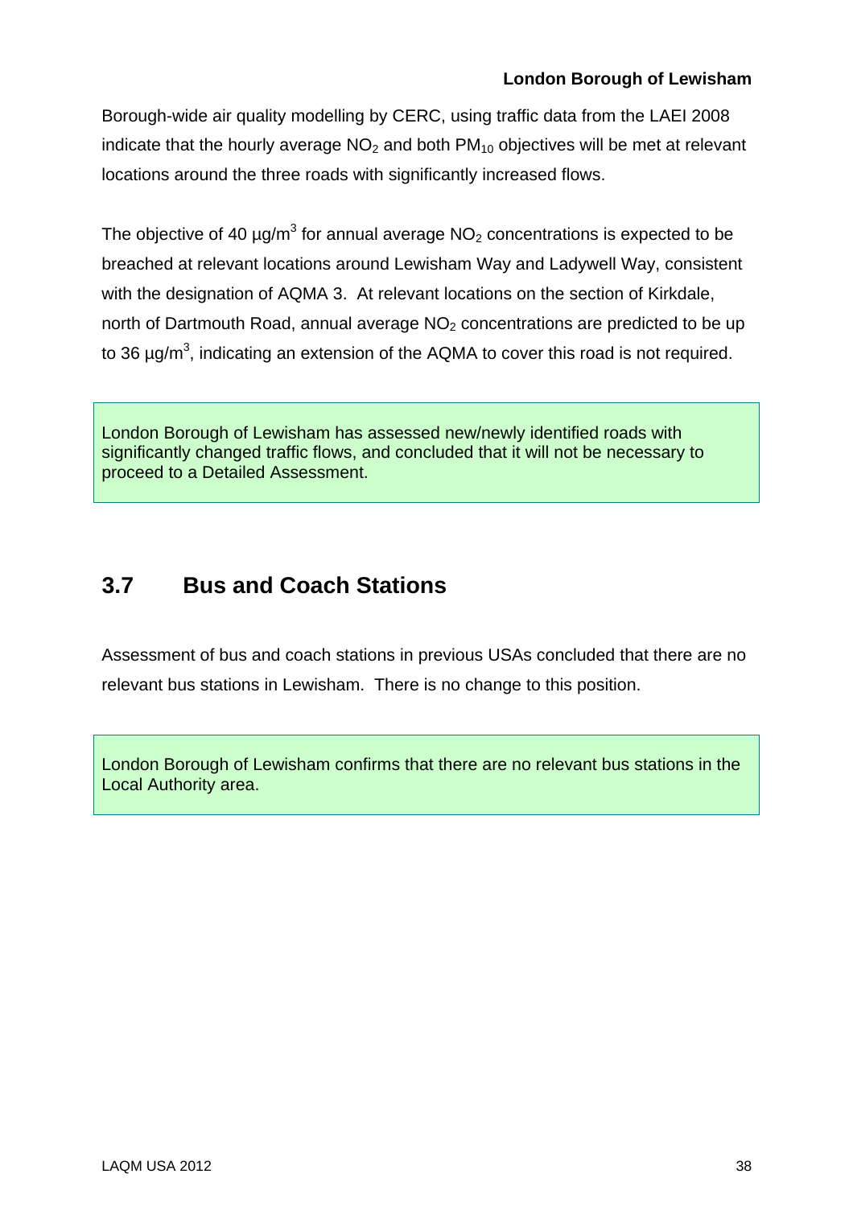Borough-wide air quality modelling by CERC, using traffic data from the LAEI 2008 indicate that the hourly average $NO_2$ and both $PM_{10}$ objectives will be met at relevant locations around the three roads with significantly increased flows.

The objective of 40 $\mu g/m^3$ for annual average $NO_2$ concentrations is expected to be breached at relevant locations around Lewisham Way and Ladywell Way, consistent with the designation of AQMA 3. At relevant locations on the section of Kirkdale, north of Dartmouth Road, annual average $NO_2$ concentrations are predicted to be up to 36 $\mu g/m^3$, indicating an extension of the AQMA to cover this road is not required.

London Borough of Lewisham has assessed new/newly identified roads with significantly changed traffic flows, and concluded that it will not be necessary to proceed to a Detailed Assessment.

## 3.7 Bus and Coach Stations

Assessment of bus and coach stations in previous USAs concluded that there are no relevant bus stations in Lewisham. There is no change to this position.

London Borough of Lewisham confirms that there are no relevant bus stations in the Local Authority area.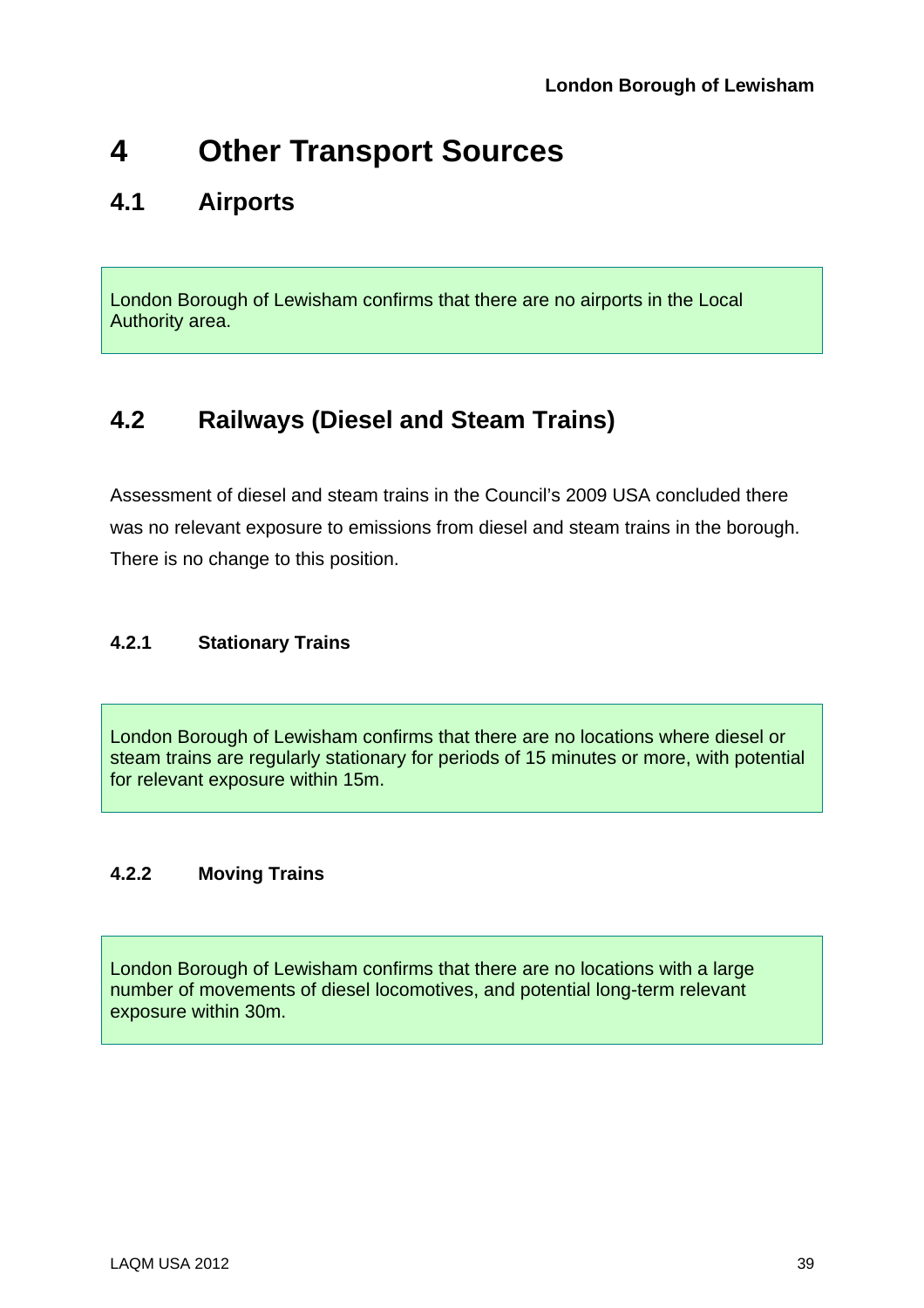# 4 Other Transport Sources

## 4.1 Airports

London Borough of Lewisham confirms that there are no airports in the Local Authority area.

## 4.2 Railways (Diesel and Steam Trains)

Assessment of diesel and steam trains in the Council's 2009 USA concluded there was no relevant exposure to emissions from diesel and steam trains in the borough. There is no change to this position.

### 4.2.1 Stationary Trains

London Borough of Lewisham confirms that there are no locations where diesel or steam trains are regularly stationary for periods of 15 minutes or more, with potential for relevant exposure within 15m.

### 4.2.2 Moving Trains

London Borough of Lewisham confirms that there are no locations with a large number of movements of diesel locomotives, and potential long-term relevant exposure within 30m.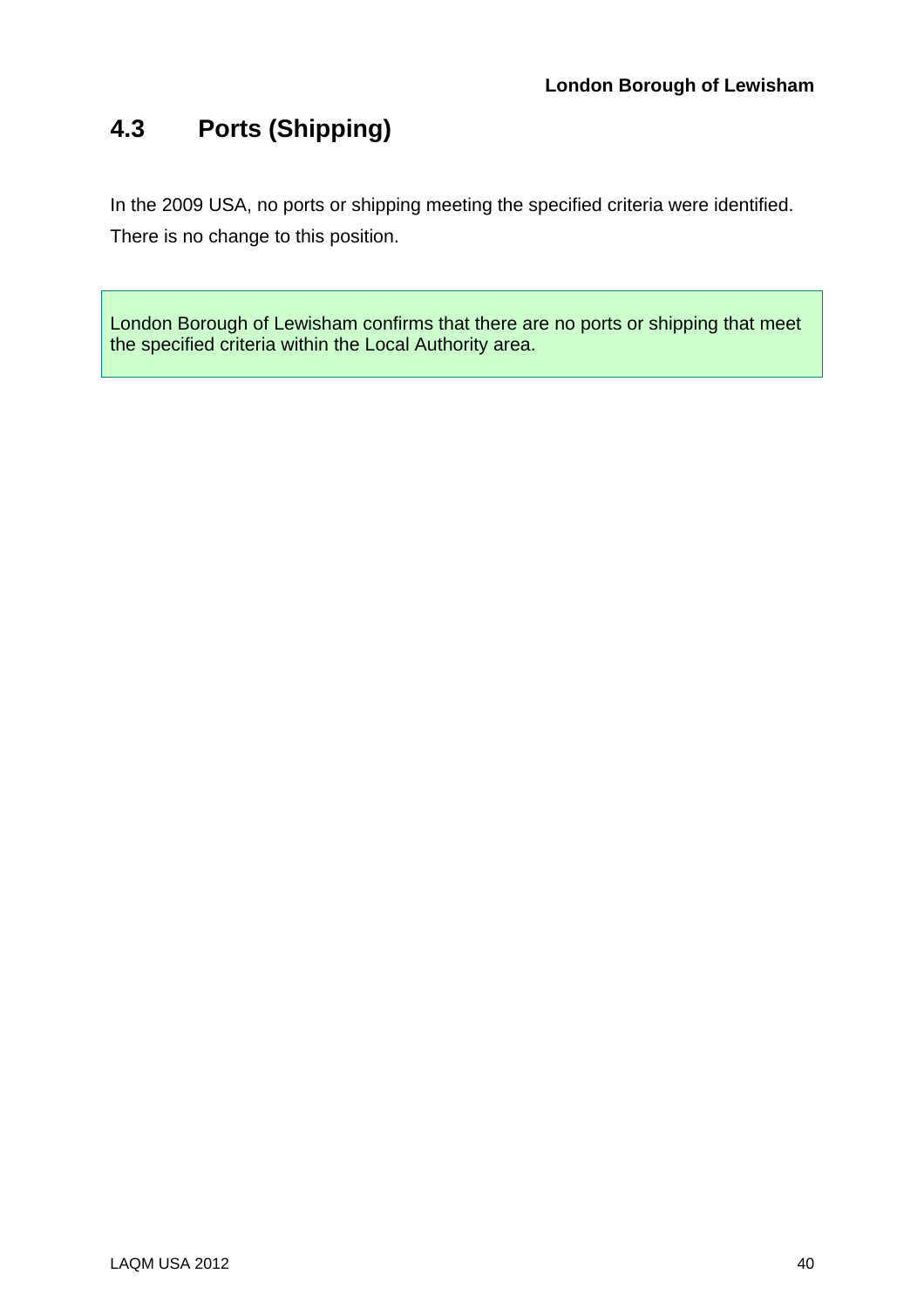## 4.3 Ports (Shipping)

In the 2009 USA, no ports or shipping meeting the specified criteria were identified. There is no change to this position.

London Borough of Lewisham confirms that there are no ports or shipping that meet the specified criteria within the Local Authority area.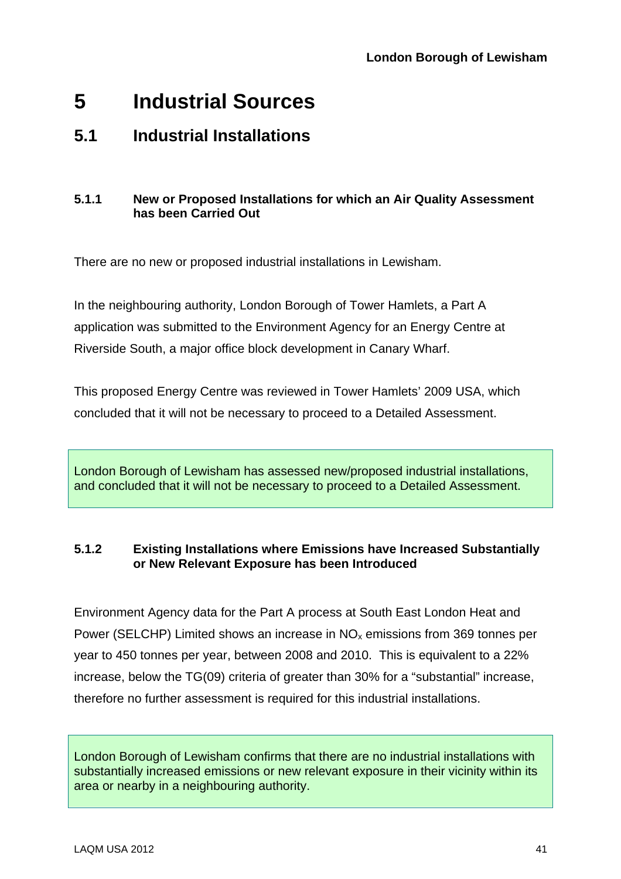# 5 Industrial Sources

## 5.1 Industrial Installations

### 5.1.1 New or Proposed Installations for which an Air Quality Assessment has been Carried Out

There are no new or proposed industrial installations in Lewisham.

In the neighbouring authority, London Borough of Tower Hamlets, a Part A application was submitted to the Environment Agency for an Energy Centre at Riverside South, a major office block development in Canary Wharf.

This proposed Energy Centre was reviewed in Tower Hamlets' 2009 USA, which concluded that it will not be necessary to proceed to a Detailed Assessment.

London Borough of Lewisham has assessed new/proposed industrial installations, and concluded that it will not be necessary to proceed to a Detailed Assessment.

### 5.1.2 Existing Installations where Emissions have Increased Substantially or New Relevant Exposure has been Introduced

Environment Agency data for the Part A process at South East London Heat and Power (SELCHP) Limited shows an increase in $NO_x$ emissions from 369 tonnes per year to 450 tonnes per year, between 2008 and 2010. This is equivalent to a 22% increase, below the TG(09) criteria of greater than 30% for a "substantial" increase, therefore no further assessment is required for this industrial installations.

London Borough of Lewisham confirms that there are no industrial installations with substantially increased emissions or new relevant exposure in their vicinity within its area or nearby in a neighbouring authority.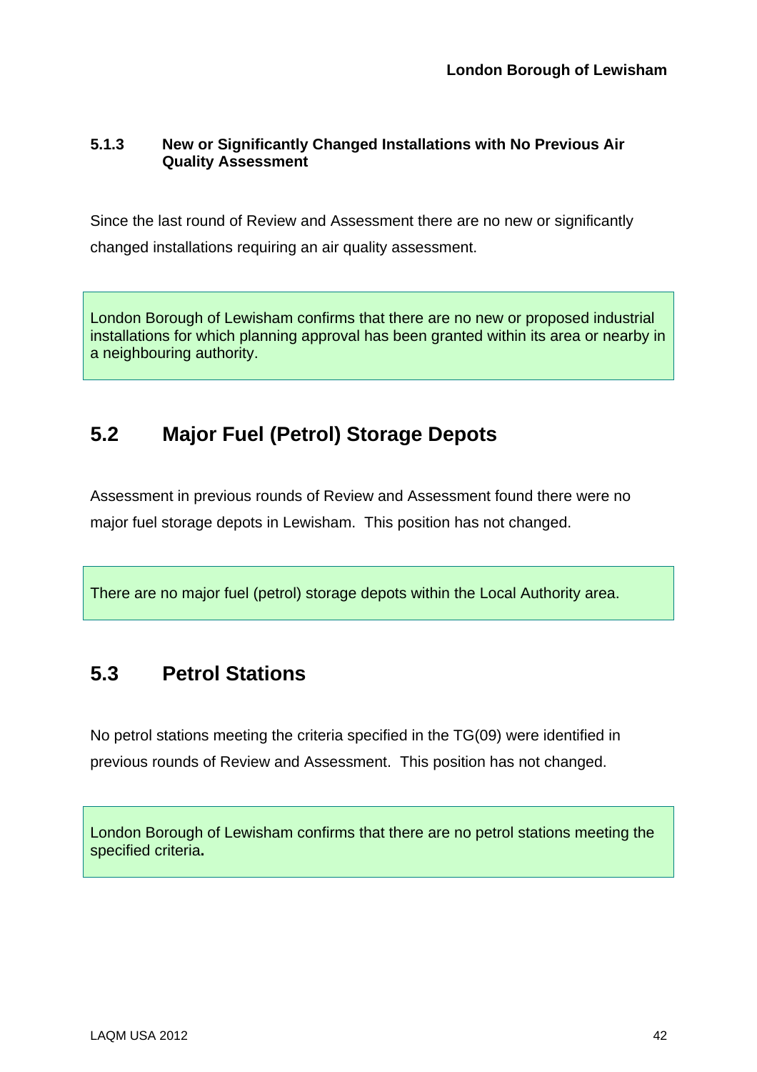#### 5.1.3 New or Significantly Changed Installations with No Previous Air Quality Assessment

Since the last round of Review and Assessment there are no new or significantly changed installations requiring an air quality assessment.

London Borough of Lewisham confirms that there are no new or proposed industrial installations for which planning approval has been granted within its area or nearby in a neighbouring authority.

## 5.2 Major Fuel (Petrol) Storage Depots

Assessment in previous rounds of Review and Assessment found there were no major fuel storage depots in Lewisham. This position has not changed.

There are no major fuel (petrol) storage depots within the Local Authority area.

## 5.3 Petrol Stations

No petrol stations meeting the criteria specified in the TG(09) were identified in previous rounds of Review and Assessment. This position has not changed.

London Borough of Lewisham confirms that there are no petrol stations meeting the specified criteria**.**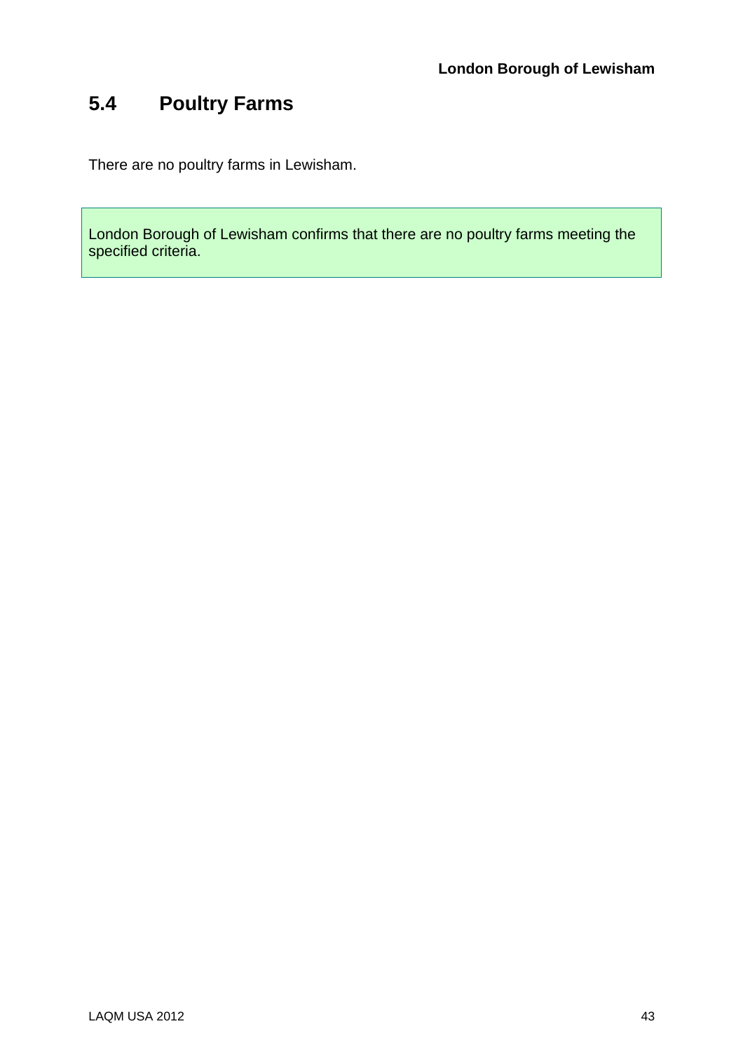## 5.4 Poultry Farms

There are no poultry farms in Lewisham.

London Borough of Lewisham confirms that there are no poultry farms meeting the specified criteria.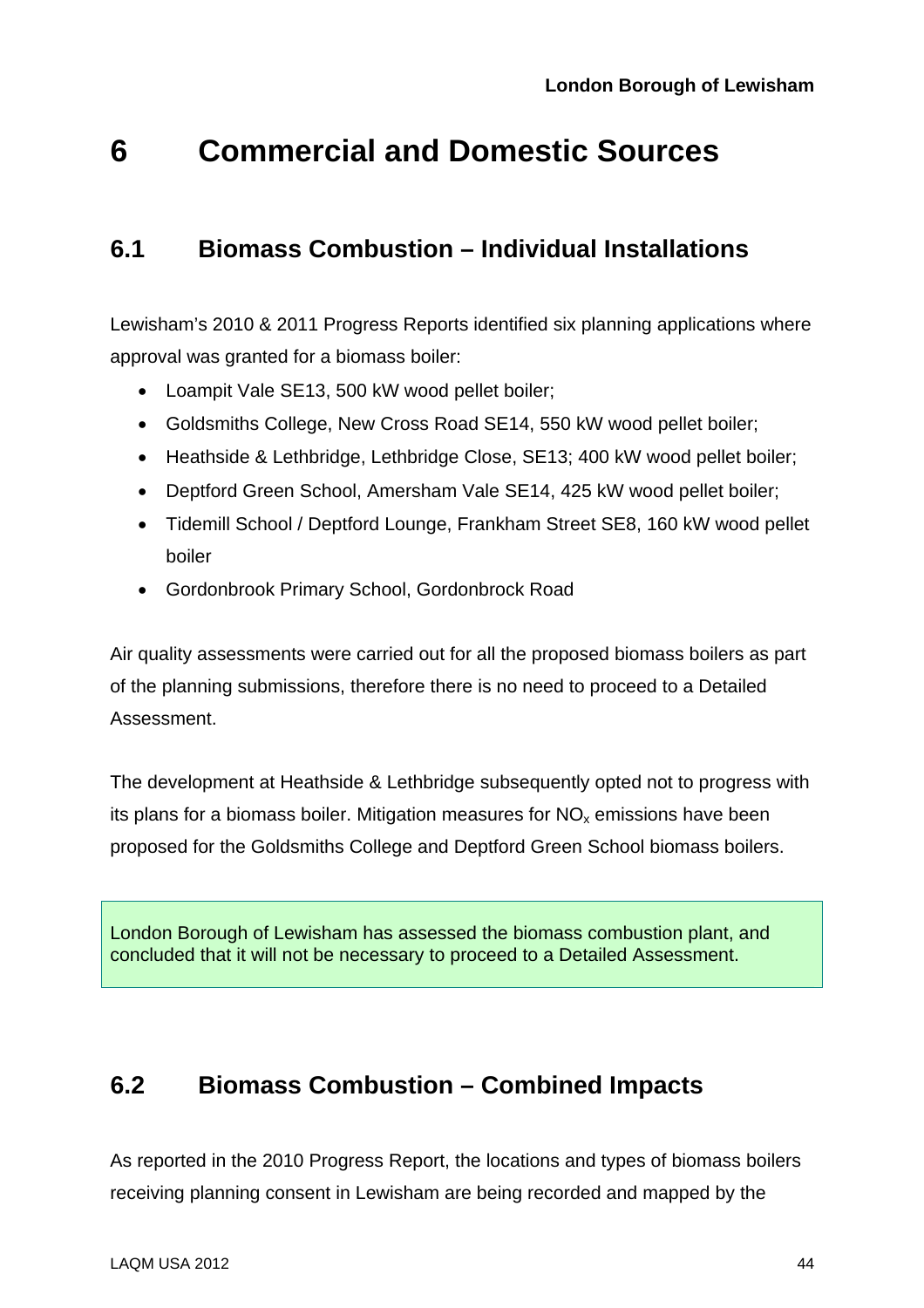# 6 Commercial and Domestic Sources

## 6.1 Biomass Combustion – Individual Installations

Lewisham's 2010 & 2011 Progress Reports identified six planning applications where approval was granted for a biomass boiler:

- Loampit Vale SE13, 500 kW wood pellet boiler;
- Goldsmiths College, New Cross Road SE14, 550 kW wood pellet boiler;
- Heathside & Lethbridge, Lethbridge Close, SE13; 400 kW wood pellet boiler;
- Deptford Green School, Amersham Vale SE14, 425 kW wood pellet boiler;
- Tidemill School / Deptford Lounge, Frankham Street SE8, 160 kW wood pellet boiler
- Gordonbrook Primary School, Gordonbrock Road

Air quality assessments were carried out for all the proposed biomass boilers as part of the planning submissions, therefore there is no need to proceed to a Detailed Assessment.

The development at Heathside & Lethbridge subsequently opted not to progress with its plans for a biomass boiler. Mitigation measures for $NO_x$ emissions have been proposed for the Goldsmiths College and Deptford Green School biomass boilers.

London Borough of Lewisham has assessed the biomass combustion plant, and concluded that it will not be necessary to proceed to a Detailed Assessment.

## 6.2 Biomass Combustion – Combined Impacts

As reported in the 2010 Progress Report, the locations and types of biomass boilers receiving planning consent in Lewisham are being recorded and mapped by the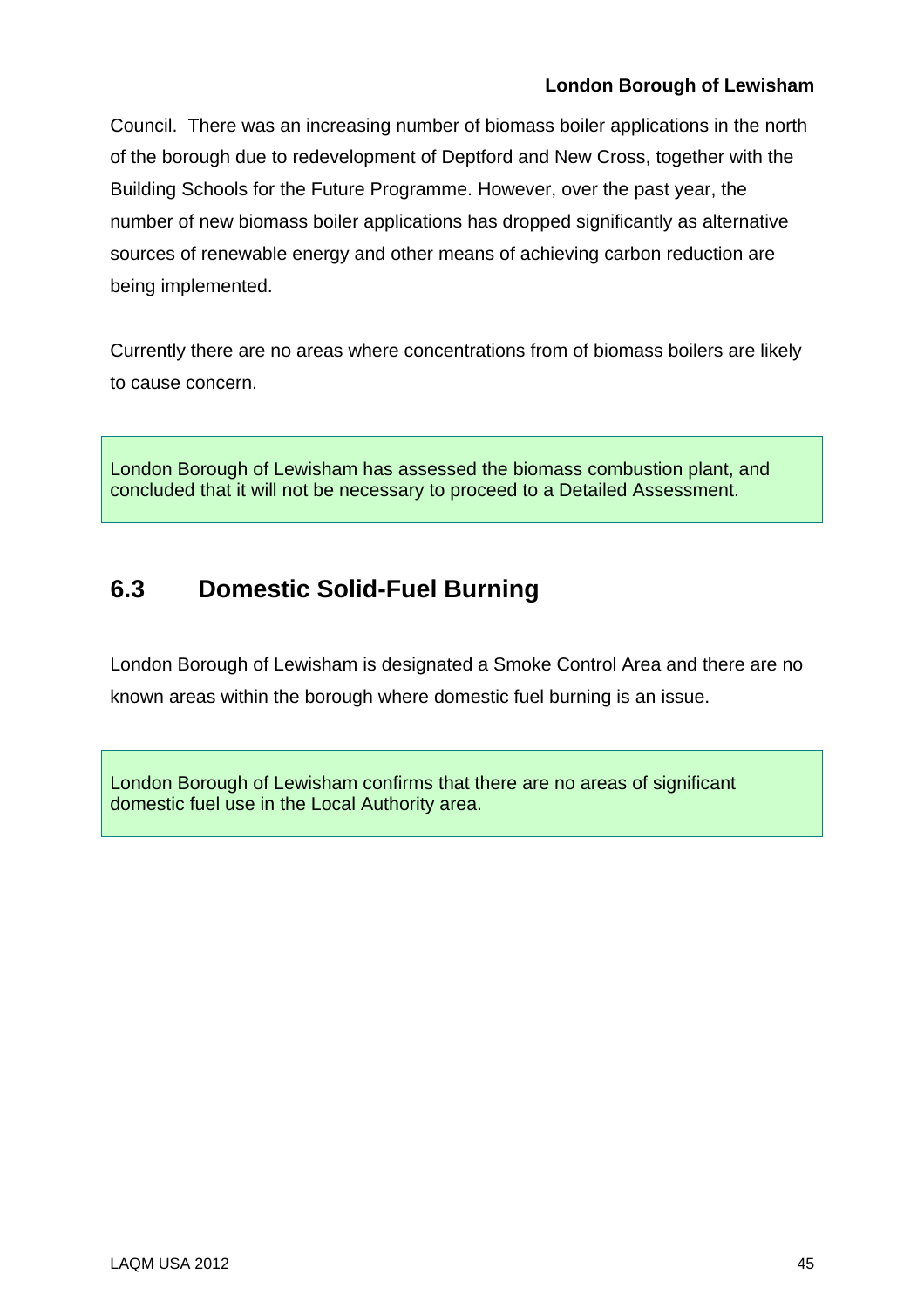Council. There was an increasing number of biomass boiler applications in the north of the borough due to redevelopment of Deptford and New Cross, together with the Building Schools for the Future Programme. However, over the past year, the number of new biomass boiler applications has dropped significantly as alternative sources of renewable energy and other means of achieving carbon reduction are being implemented.

Currently there are no areas where concentrations from of biomass boilers are likely to cause concern.

> London Borough of Lewisham has assessed the biomass combustion plant, and concluded that it will not be necessary to proceed to a Detailed Assessment.

## 6.3 Domestic Solid-Fuel Burning

London Borough of Lewisham is designated a Smoke Control Area and there are no known areas within the borough where domestic fuel burning is an issue.

> London Borough of Lewisham confirms that there are no areas of significant domestic fuel use in the Local Authority area.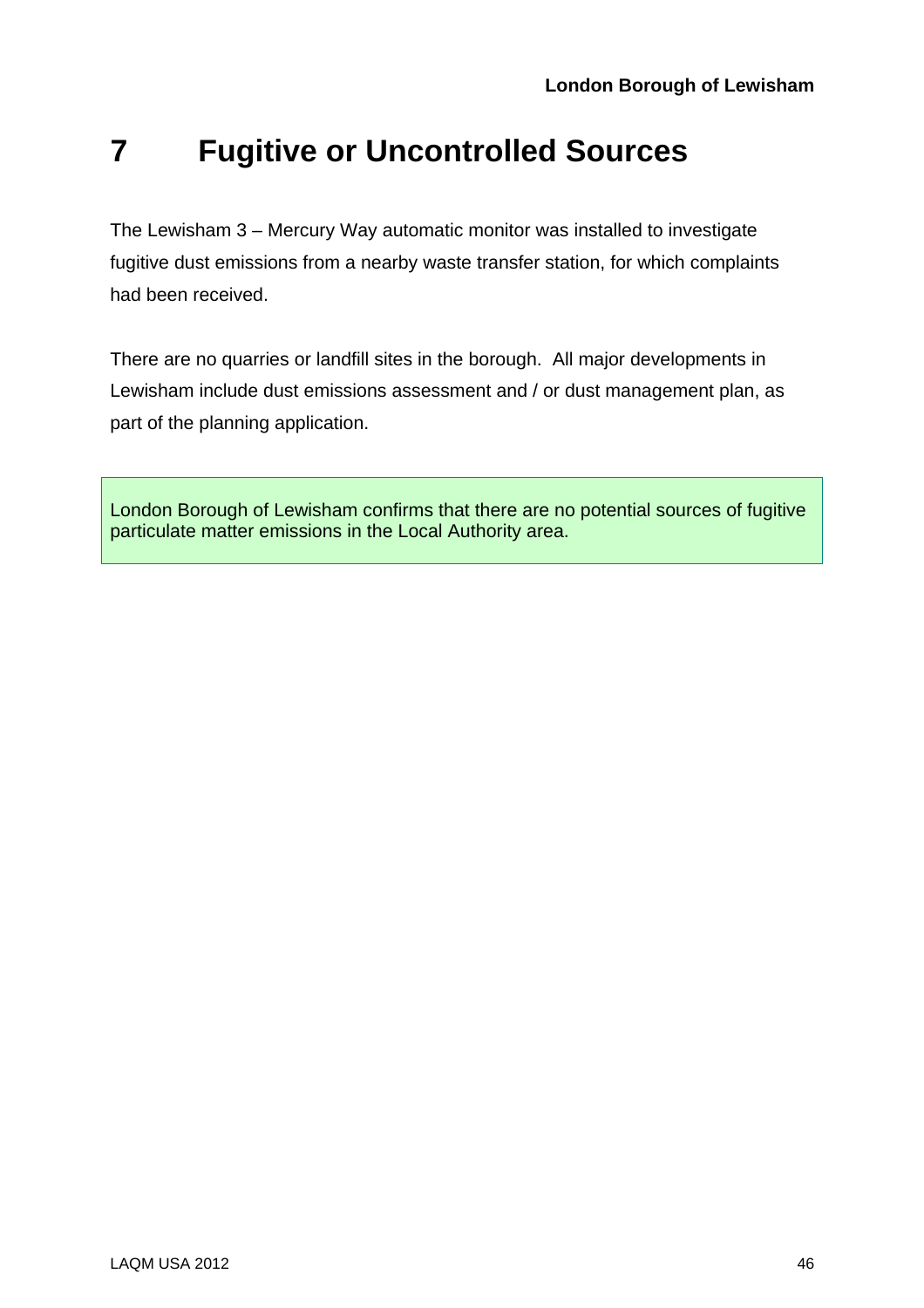# 7 Fugitive or Uncontrolled Sources

The Lewisham 3 – Mercury Way automatic monitor was installed to investigate fugitive dust emissions from a nearby waste transfer station, for which complaints had been received.

There are no quarries or landfill sites in the borough. All major developments in Lewisham include dust emissions assessment and / or dust management plan, as part of the planning application.

London Borough of Lewisham confirms that there are no potential sources of fugitive particulate matter emissions in the Local Authority area.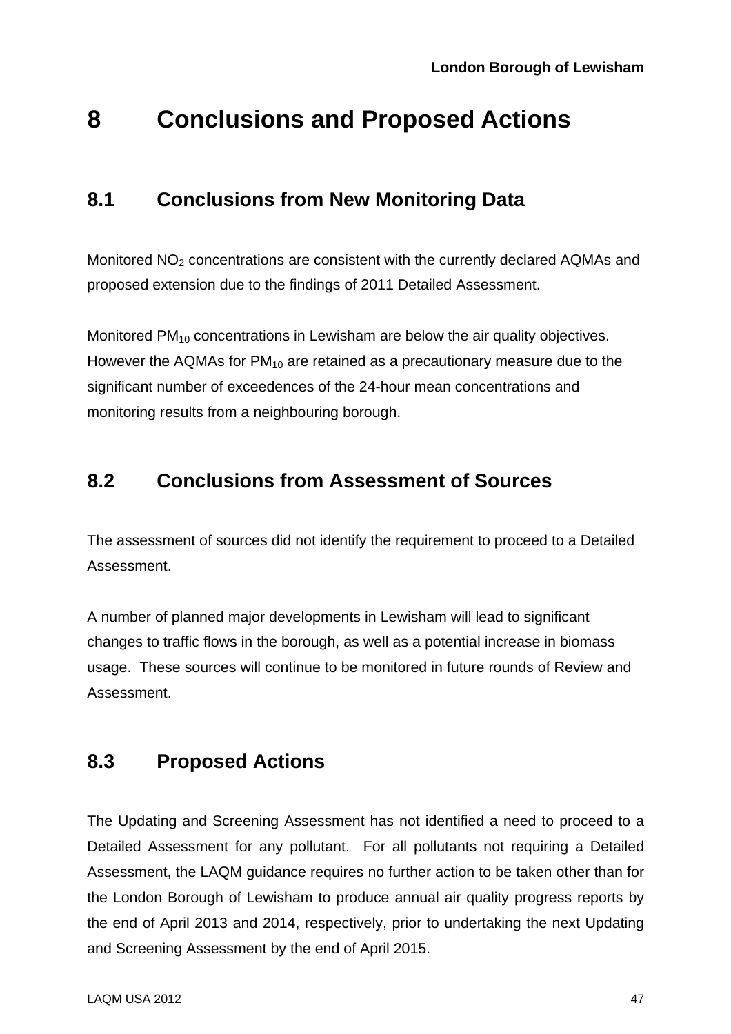# 8 Conclusions and Proposed Actions

## 8.1 Conclusions from New Monitoring Data

Monitored $NO_2$ concentrations are consistent with the currently declared AQMAs and proposed extension due to the findings of 2011 Detailed Assessment.

Monitored $PM_{10}$ concentrations in Lewisham are below the air quality objectives. However the AQMAs for $PM_{10}$ are retained as a precautionary measure due to the significant number of exceedences of the 24-hour mean concentrations and monitoring results from a neighbouring borough.

## 8.2 Conclusions from Assessment of Sources

The assessment of sources did not identify the requirement to proceed to a Detailed Assessment.

A number of planned major developments in Lewisham will lead to significant changes to traffic flows in the borough, as well as a potential increase in biomass usage. These sources will continue to be monitored in future rounds of Review and Assessment.

## 8.3 Proposed Actions

The Updating and Screening Assessment has not identified a need to proceed to a Detailed Assessment for any pollutant. For all pollutants not requiring a Detailed Assessment, the LAQM guidance requires no further action to be taken other than for the London Borough of Lewisham to produce annual air quality progress reports by the end of April 2013 and 2014, respectively, prior to undertaking the next Updating and Screening Assessment by the end of April 2015.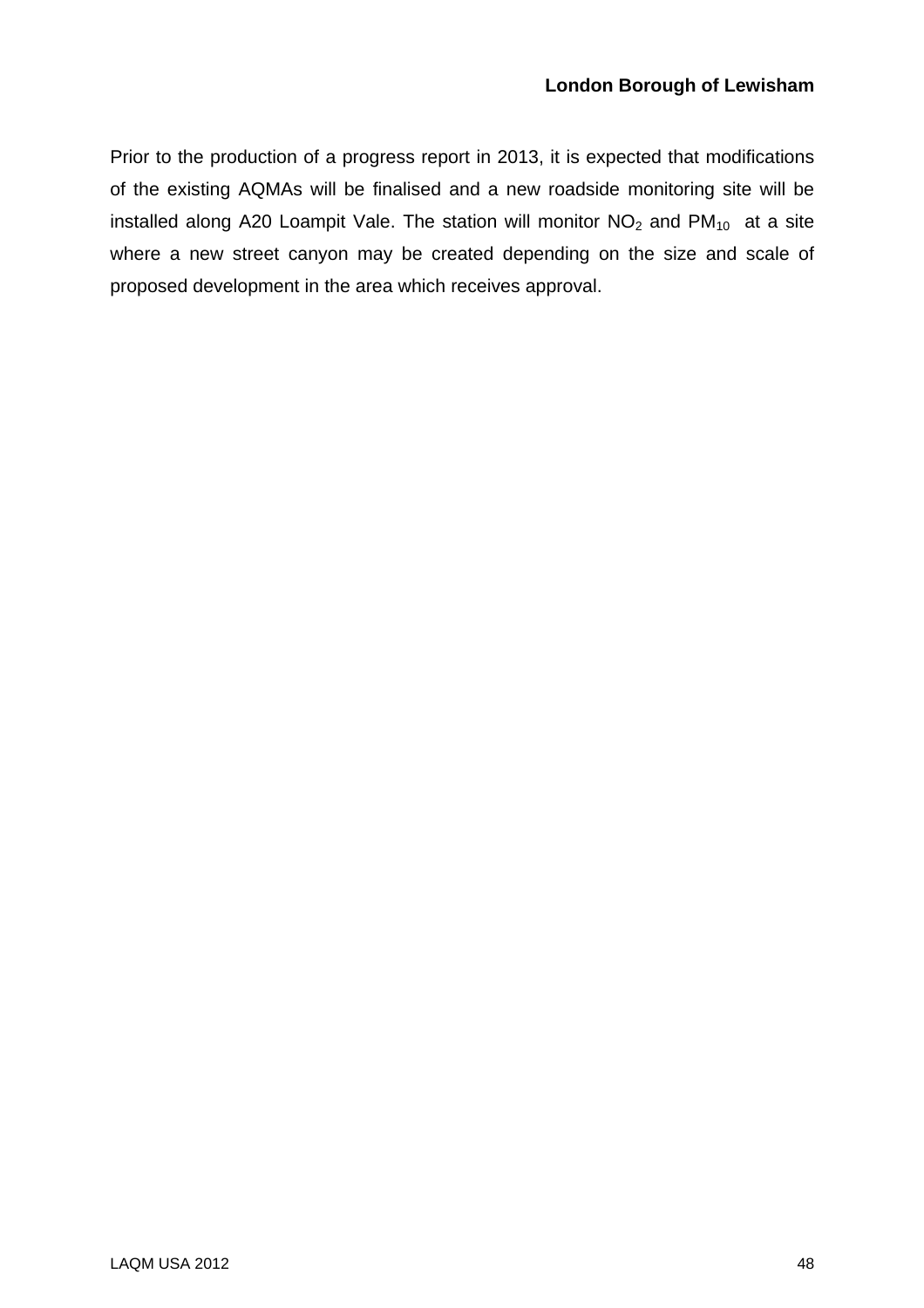Prior to the production of a progress report in 2013, it is expected that modifications of the existing AQMAs will be finalised and a new roadside monitoring site will be installed along A20 Loampit Vale. The station will monitor $NO_2$ and $PM_{10}$ at a site where a new street canyon may be created depending on the size and scale of proposed development in the area which receives approval.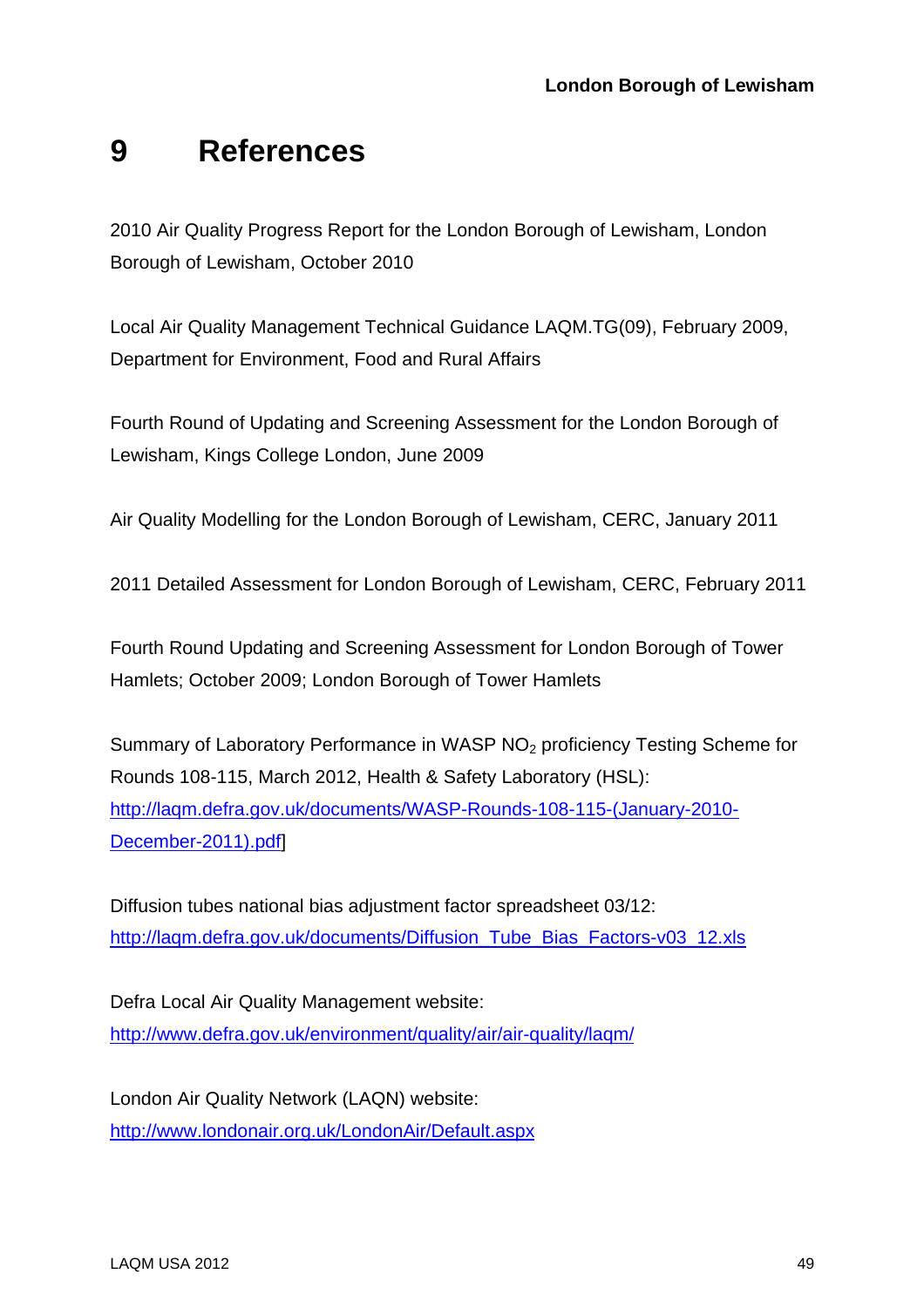# 9 References

2010 Air Quality Progress Report for the London Borough of Lewisham, London Borough of Lewisham, October 2010

Local Air Quality Management Technical Guidance LAQM.TG(09), February 2009, Department for Environment, Food and Rural Affairs

Fourth Round of Updating and Screening Assessment for the London Borough of Lewisham, Kings College London, June 2009

Air Quality Modelling for the London Borough of Lewisham, CERC, January 2011

2011 Detailed Assessment for London Borough of Lewisham, CERC, February 2011

Fourth Round Updating and Screening Assessment for London Borough of Tower Hamlets; October 2009; London Borough of Tower Hamlets

Summary of Laboratory Performance in WASP $NO_2$ proficiency Testing Scheme for Rounds 108-115, March 2012, Health & Safety Laboratory (HSL): http://laqm.defra.gov.uk/documents/WASP-Rounds-108-115-(January-2010-December-2011).pdf]

Diffusion tubes national bias adjustment factor spreadsheet 03/12: http://laqm.defra.gov.uk/documents/Diffusion_Tube_Bias_Factors-v03_12.xls

Defra Local Air Quality Management website: http://www.defra.gov.uk/environment/quality/air/air-quality/laqm/

London Air Quality Network (LAQN) website: http://www.londonair.org.uk/LondonAir/Default.aspx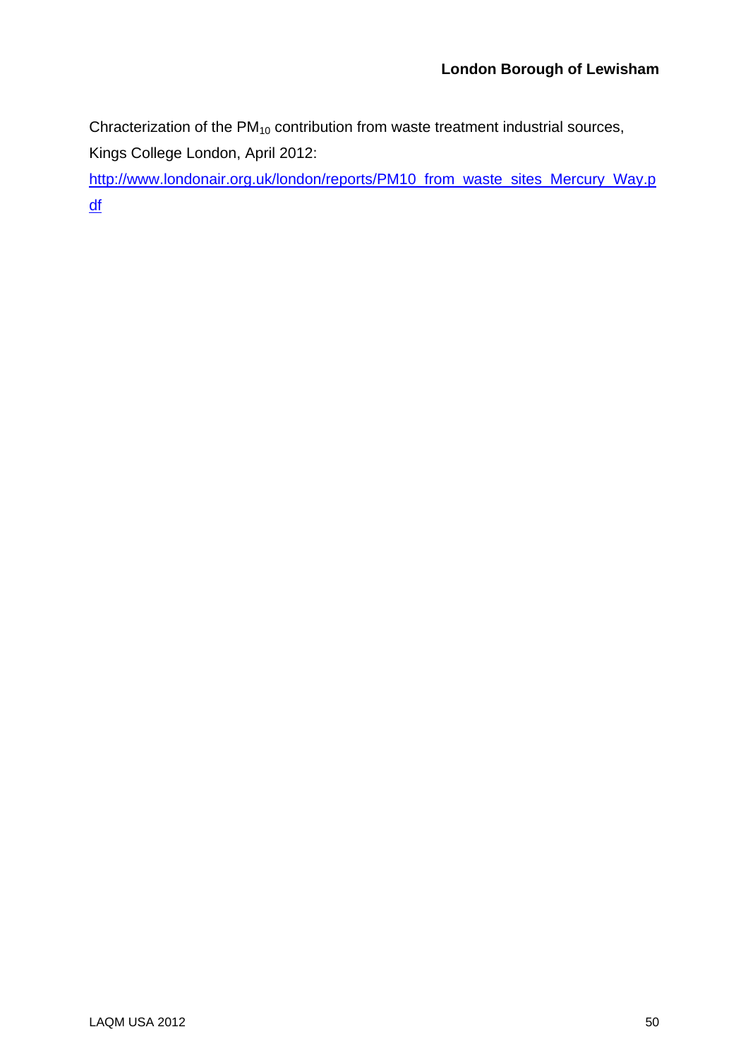Chracterization of the $PM_{10}$ contribution from waste treatment industrial sources, Kings College London, April 2012:

http://www.londonair.org.uk/london/reports/PM10_from_waste_sites_Mercury_Way.pdf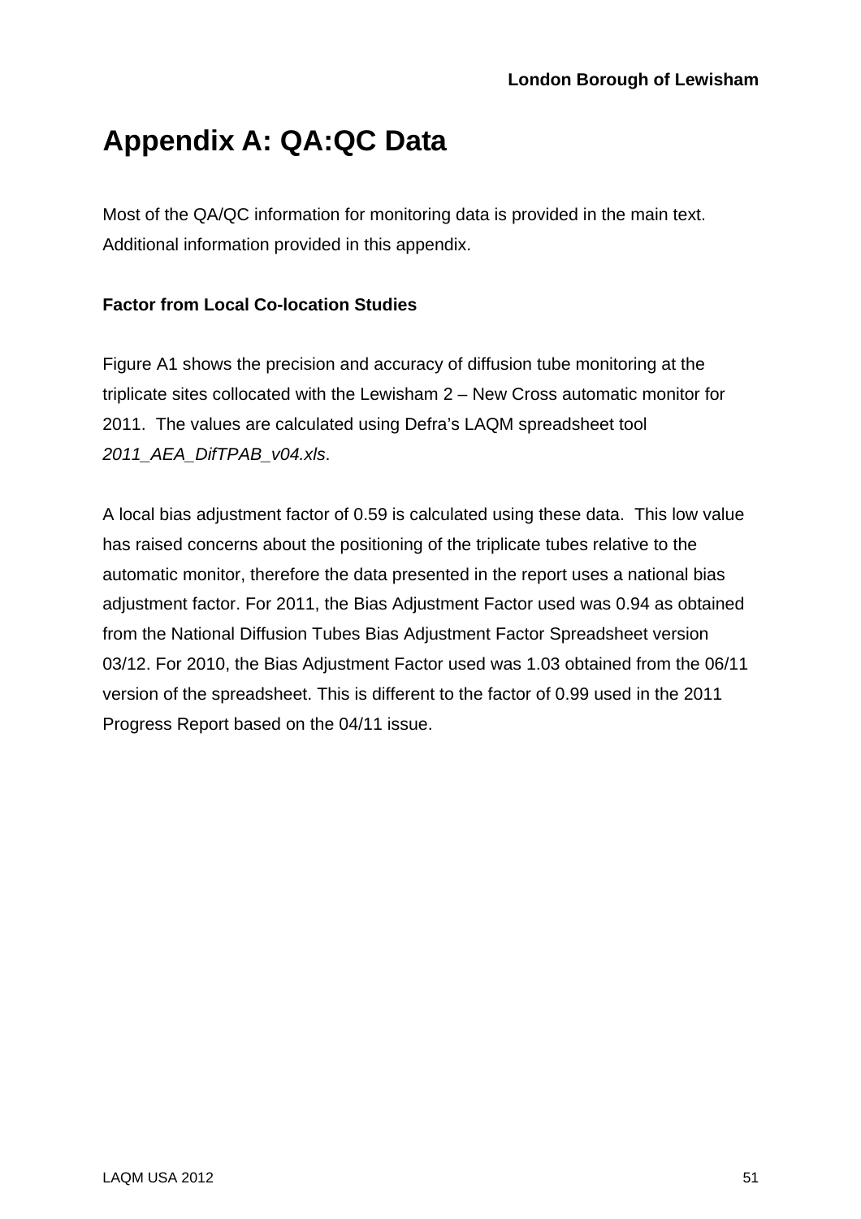# Appendix A: QA:QC Data

Most of the QA/QC information for monitoring data is provided in the main text. Additional information provided in this appendix.

**Factor from Local Co-location Studies**

Figure A1 shows the precision and accuracy of diffusion tube monitoring at the triplicate sites collocated with the Lewisham 2 – New Cross automatic monitor for 2011. The values are calculated using Defra's LAQM spreadsheet tool *2011_AEA_DifTPAB_v04.xls*.

A local bias adjustment factor of 0.59 is calculated using these data. This low value has raised concerns about the positioning of the triplicate tubes relative to the automatic monitor, therefore the data presented in the report uses a national bias adjustment factor. For 2011, the Bias Adjustment Factor used was 0.94 as obtained from the National Diffusion Tubes Bias Adjustment Factor Spreadsheet version 03/12. For 2010, the Bias Adjustment Factor used was 1.03 obtained from the 06/11 version of the spreadsheet. This is different to the factor of 0.99 used in the 2011 Progress Report based on the 04/11 issue.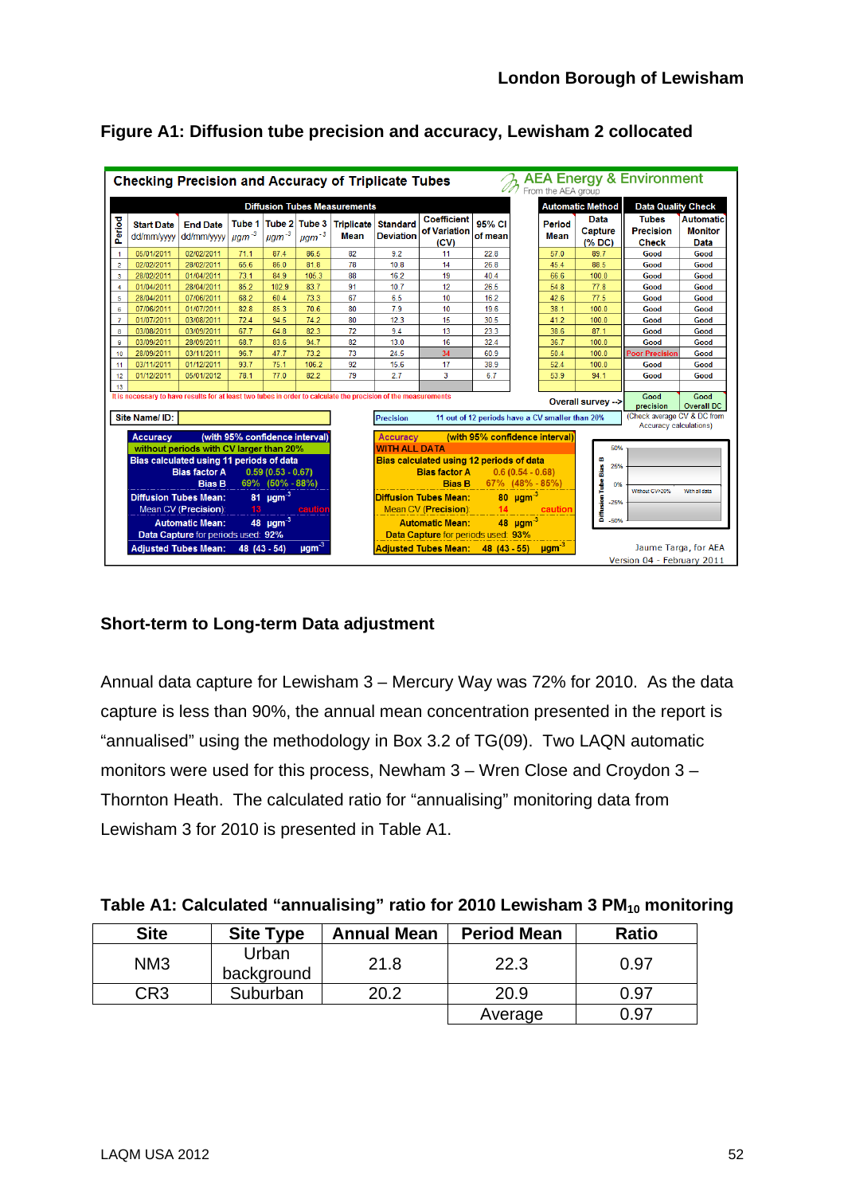# Figure A1: Diffusion tube precision and accuracy, Lewisham 2 collocated

**Checking Precision and Accuracy of Triplicate Tubes** — AEA Energy & Environment, From the AEA group

| Period | Start Date dd/mm/yyyy | End Date dd/mm/yyyy | Tube 1 $\mu gm^{-3}$ | Tube 2 $\mu gm^{-3}$ | Tube 3 $\mu gm^{-3}$ | Triplicate Mean | Standard Deviation | Coefficient of Variation (CV) | 95% CI of mean | Period Mean | Data Capture (% DC) | Tubes Precision Check | Automatic Monitor Data |
|---|---|---|---|---|---|---|---|---|---|---|---|---|---|
| 1 | 05/01/2011 | 02/02/2011 | 71.1 | 87.4 | 86.5 | 82 | 9.2 | 11 | 22.8 | 57.0 | 89.7 | Good | Good |
| 2 | 02/02/2011 | 28/02/2011 | 65.6 | 86.0 | 81.8 | 78 | 10.8 | 14 | 26.8 | 45.4 | 88.5 | Good | Good |
| 3 | 28/02/2011 | 01/04/2011 | 73.1 | 84.9 | 106.3 | 88 | 16.2 | 19 | 40.4 | 66.6 | 100.0 | Good | Good |
| 4 | 01/04/2011 | 28/04/2011 | 85.2 | 102.9 | 83.7 | 91 | 10.7 | 12 | 26.5 | 54.8 | 77.8 | Good | Good |
| 5 | 28/04/2011 | 07/06/2011 | 68.2 | 60.4 | 73.3 | 67 | 6.5 | 10 | 16.2 | 42.6 | 77.5 | Good | Good |
| 6 | 07/06/2011 | 01/07/2011 | 82.8 | 85.3 | 70.6 | 80 | 7.9 | 10 | 19.6 | 38.1 | 100.0 | Good | Good |
| 7 | 01/07/2011 | 03/08/2011 | 72.4 | 94.5 | 74.2 | 80 | 12.3 | 15 | 30.5 | 41.2 | 100.0 | Good | Good |
| 8 | 03/08/2011 | 03/09/2011 | 67.7 | 64.8 | 82.3 | 72 | 9.4 | 13 | 23.3 | 38.6 | 87.1 | Good | Good |
| 9 | 03/09/2011 | 28/09/2011 | 68.7 | 83.6 | 94.7 | 82 | 13.0 | 16 | 32.4 | 36.7 | 100.0 | Good | Good |
| 10 | 28/09/2011 | 03/11/2011 | 96.7 | 47.7 | 73.2 | 73 | 24.5 | 34 | 60.9 | 50.4 | 100.0 | Poor Precision | Good |
| 11 | 03/11/2011 | 01/12/2011 | 93.7 | 75.1 | 106.2 | 92 | 15.6 | 17 | 38.9 | 52.4 | 100.0 | Good | Good |
| 12 | 01/12/2011 | 05/01/2012 | 78.1 | 77.0 | 82.2 | 79 | 2.7 | 3 | 6.7 | 53.9 | 94.1 | Good | Good |
| 13 | | | | | | | | | | | | | |

It is necessary to have results for at least two tubes in order to calculate the precision of the measurements

Overall survey --> Good precision | Good Overall DC

Site Name/ ID:

Precision: 11 out of 12 periods have a CV smaller than 20% (Check average CV & DC from Accuracy calculations)

**Accuracy (with 95% confidence interval) without periods with CV larger than 20%**
Bias calculated using 11 periods of data
Bias factor A: 0.59 (0.53 - 0.67)
Bias B: 69% (50% - 88%)
Diffusion Tubes Mean: 81 $\mu gm^{-3}$
Mean CV (Precision): 13 caution
Automatic Mean: 48 $\mu gm^{-3}$
Data Capture for periods used: 92%
Adjusted Tubes Mean: 48 (43 - 54) $\mu gm^{-3}$

**Accuracy (with 95% confidence interval) WITH ALL DATA**
Bias calculated using 12 periods of data
Bias factor A: 0.6 (0.54 - 0.68)
Bias B: 67% (48% - 85%)
Diffusion Tubes Mean: 80 $\mu gm^{-3}$
Mean CV (Precision): 14 caution
Automatic Mean: 48 $\mu gm^{-3}$
Data Capture for periods used: 93%
Adjusted Tubes Mean: 48 (43 - 55) $\mu gm^{-3}$

Diffusion Tube Bias B
50%
25%
0%
-25%
-50%
Without CV>20%
With all data

Jaume Targa, for AEA
Version 04 - February 2011

## Short-term to Long-term Data adjustment

Annual data capture for Lewisham 3 – Mercury Way was 72% for 2010. As the data capture is less than 90%, the annual mean concentration presented in the report is "annualised" using the methodology in Box 3.2 of TG(09). Two LAQN automatic monitors were used for this process, Newham 3 – Wren Close and Croydon 3 – Thornton Heath. The calculated ratio for "annualising" monitoring data from Lewisham 3 for 2010 is presented in Table A1.

**Table A1: Calculated "annualising" ratio for 2010 Lewisham 3 $PM_{10}$ monitoring**

| Site | Site Type | Annual Mean | Period Mean | Ratio |
|---|---|---|---|---|
| NM3 | Urban background | 21.8 | 22.3 | 0.97 |
| CR3 | Suburban | 20.2 | 20.9 | 0.97 |
| | | | Average | 0.97 |